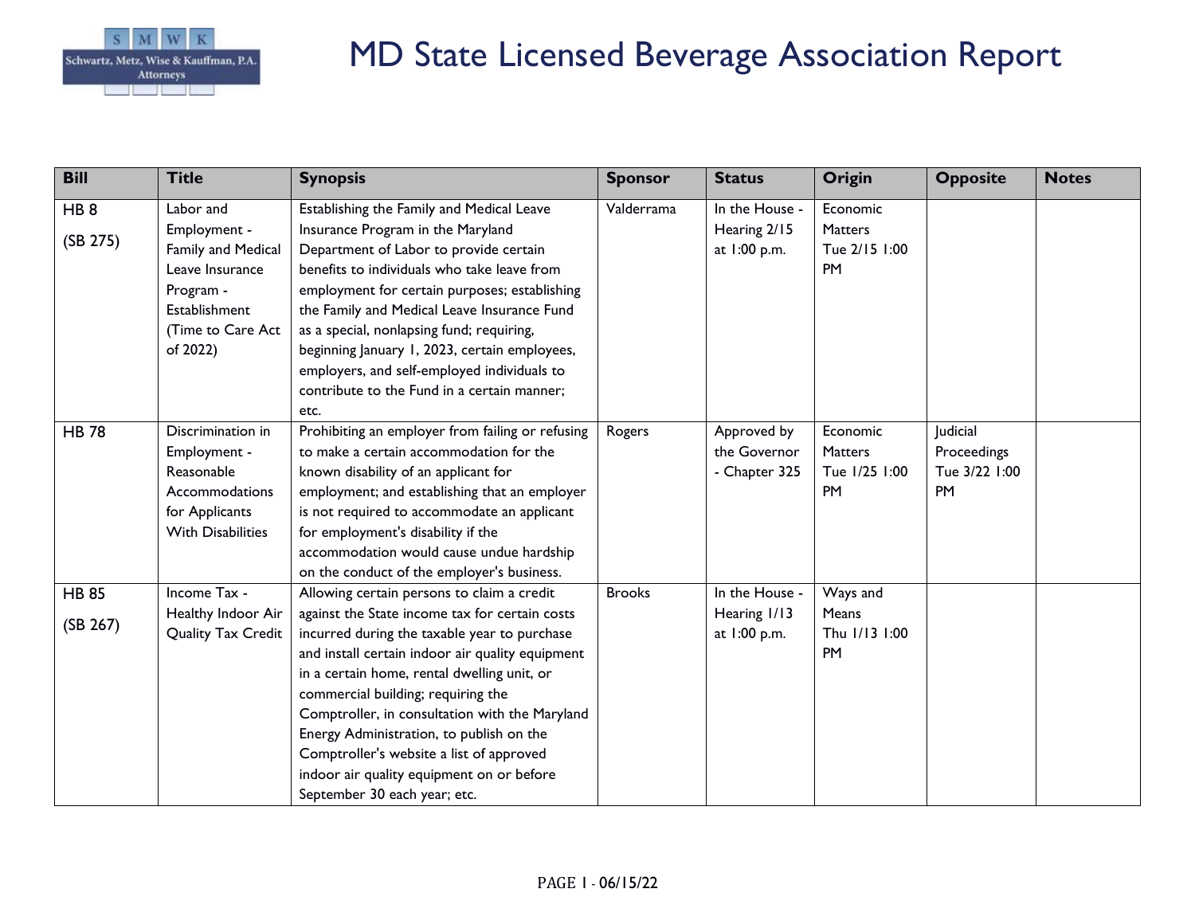# MD State Licensed Beverage Association Report

| Bill | Title | Synopsis | Sponsor | Status | Origin | Opposite | Notes |
|---|---|---|---|---|---|---|---|
| HB 8 (SB 275) | Labor and Employment - Family and Medical Leave Insurance Program - Establishment (Time to Care Act of 2022) | Establishing the Family and Medical Leave Insurance Program in the Maryland Department of Labor to provide certain benefits to individuals who take leave from employment for certain purposes; establishing the Family and Medical Leave Insurance Fund as a special, nonlapsing fund; requiring, beginning January 1, 2023, certain employees, employers, and self-employed individuals to contribute to the Fund in a certain manner; etc. | Valderrama | In the House - Hearing 2/15 at 1:00 p.m. | Economic Matters Tue 2/15 1:00 PM | | |
| HB 78 | Discrimination in Employment - Reasonable Accommodations for Applicants With Disabilities | Prohibiting an employer from failing or refusing to make a certain accommodation for the known disability of an applicant for employment; and establishing that an employer is not required to accommodate an applicant for employment's disability if the accommodation would cause undue hardship on the conduct of the employer's business. | Rogers | Approved by the Governor - Chapter 325 | Economic Matters Tue 1/25 1:00 PM | Judicial Proceedings Tue 3/22 1:00 PM | |
| HB 85 (SB 267) | Income Tax - Healthy Indoor Air Quality Tax Credit | Allowing certain persons to claim a credit against the State income tax for certain costs incurred during the taxable year to purchase and install certain indoor air quality equipment in a certain home, rental dwelling unit, or commercial building; requiring the Comptroller, in consultation with the Maryland Energy Administration, to publish on the Comptroller's website a list of approved indoor air quality equipment on or before September 30 each year; etc. | Brooks | In the House - Hearing 1/13 at 1:00 p.m. | Ways and Means Thu 1/13 1:00 PM | | |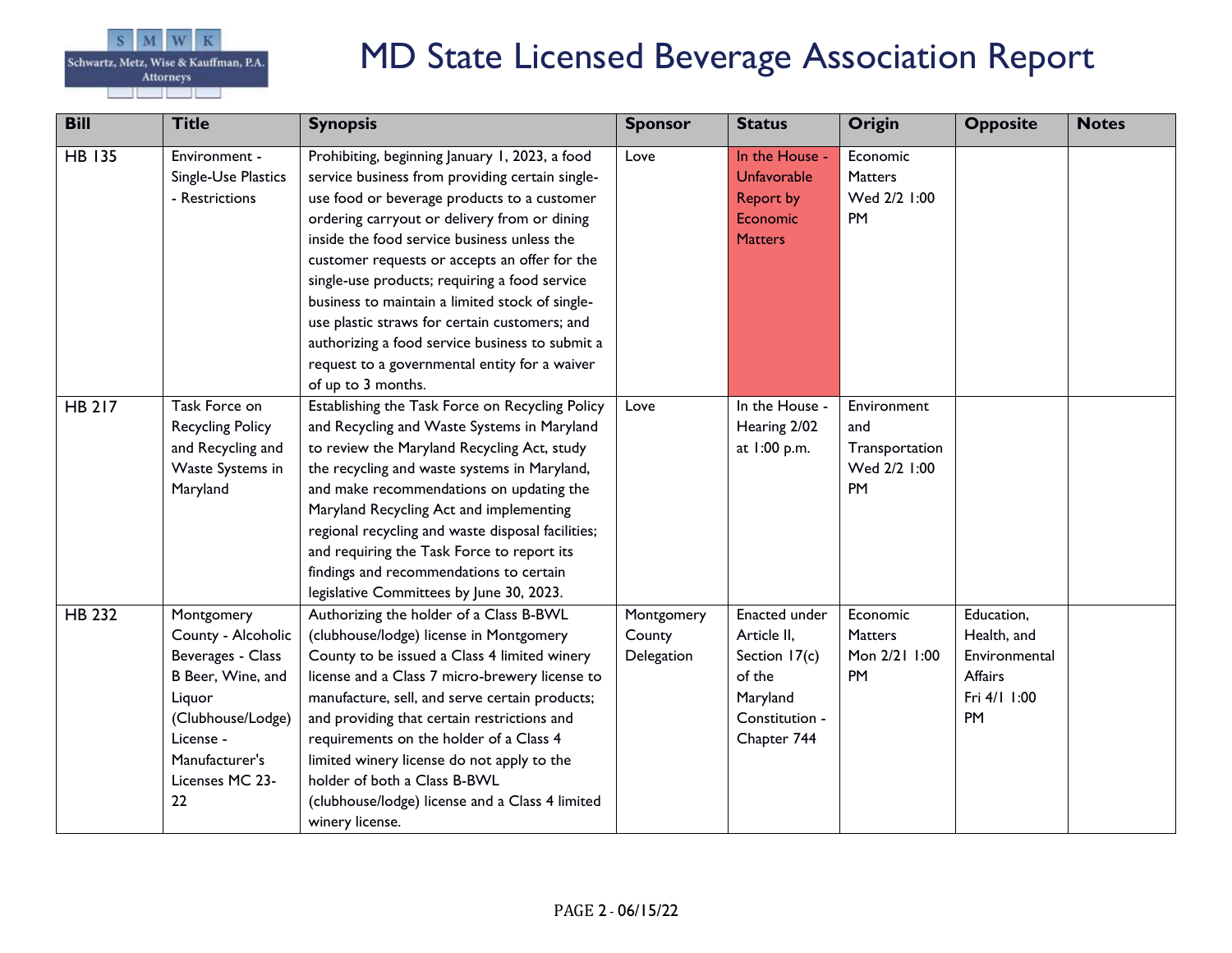# MD State Licensed Beverage Association Report

| Bill | Title | Synopsis | Sponsor | Status | Origin | Opposite | Notes |
|---|---|---|---|---|---|---|---|
| HB 135 | Environment - Single-Use Plastics - Restrictions | Prohibiting, beginning January 1, 2023, a food service business from providing certain single-use food or beverage products to a customer ordering carryout or delivery from or dining inside the food service business unless the customer requests or accepts an offer for the single-use products; requiring a food service business to maintain a limited stock of single-use plastic straws for certain customers; and authorizing a food service business to submit a request to a governmental entity for a waiver of up to 3 months. | Love | In the House - Unfavorable Report by Economic Matters | Economic Matters Wed 2/2 1:00 PM | | |
| HB 217 | Task Force on Recycling Policy and Recycling and Waste Systems in Maryland | Establishing the Task Force on Recycling Policy and Recycling and Waste Systems in Maryland to review the Maryland Recycling Act, study the recycling and waste systems in Maryland, and make recommendations on updating the Maryland Recycling Act and implementing regional recycling and waste disposal facilities; and requiring the Task Force to report its findings and recommendations to certain legislative Committees by June 30, 2023. | Love | In the House - Hearing 2/02 at 1:00 p.m. | Environment and Transportation Wed 2/2 1:00 PM | | |
| HB 232 | Montgomery County - Alcoholic Beverages - Class B Beer, Wine, and Liquor (Clubhouse/Lodge) License - Manufacturer's Licenses MC 23-22 | Authorizing the holder of a Class B-BWL (clubhouse/lodge) license in Montgomery County to be issued a Class 4 limited winery license and a Class 7 micro-brewery license to manufacture, sell, and serve certain products; and providing that certain restrictions and requirements on the holder of a Class 4 limited winery license do not apply to the holder of both a Class B-BWL (clubhouse/lodge) license and a Class 4 limited winery license. | Montgomery County Delegation | Enacted under Article II, Section 17(c) of the Maryland Constitution - Chapter 744 | Economic Matters Mon 2/21 1:00 PM | Education, Health, and Environmental Affairs Fri 4/1 1:00 PM | |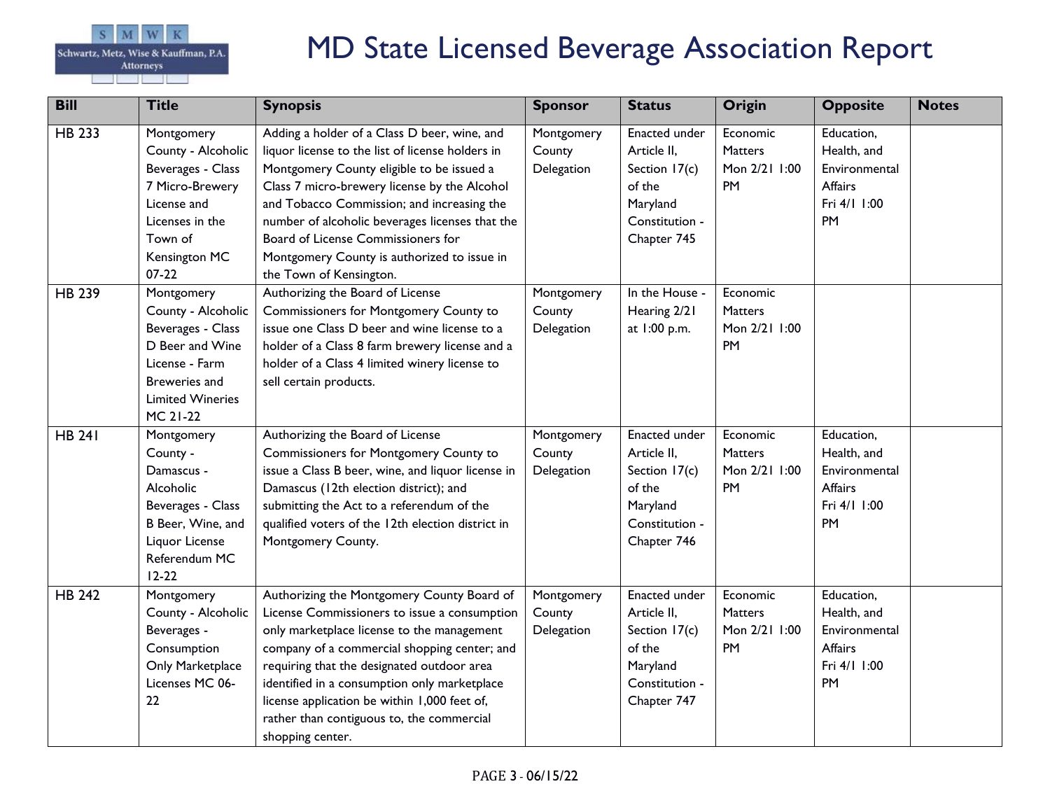# MD State Licensed Beverage Association Report

| Bill | Title | Synopsis | Sponsor | Status | Origin | Opposite | Notes |
|---|---|---|---|---|---|---|---|
| HB 233 | Montgomery County - Alcoholic Beverages - Class 7 Micro-Brewery License and Licenses in the Town of Kensington MC 07-22 | Adding a holder of a Class D beer, wine, and liquor license to the list of license holders in Montgomery County eligible to be issued a Class 7 micro-brewery license by the Alcohol and Tobacco Commission; and increasing the number of alcoholic beverages licenses that the Board of License Commissioners for Montgomery County is authorized to issue in the Town of Kensington. | Montgomery County Delegation | Enacted under Article II, Section 17(c) of the Maryland Constitution - Chapter 745 | Economic Matters Mon 2/21 1:00 PM | Education, Health, and Environmental Affairs Fri 4/1 1:00 PM | |
| HB 239 | Montgomery County - Alcoholic Beverages - Class D Beer and Wine License - Farm Breweries and Limited Wineries MC 21-22 | Authorizing the Board of License Commissioners for Montgomery County to issue one Class D beer and wine license to a holder of a Class 8 farm brewery license and a holder of a Class 4 limited winery license to sell certain products. | Montgomery County Delegation | In the House - Hearing 2/21 at 1:00 p.m. | Economic Matters Mon 2/21 1:00 PM | | |
| HB 241 | Montgomery County - Damascus - Alcoholic Beverages - Class B Beer, Wine, and Liquor License Referendum MC 12-22 | Authorizing the Board of License Commissioners for Montgomery County to issue a Class B beer, wine, and liquor license in Damascus (12th election district); and submitting the Act to a referendum of the qualified voters of the 12th election district in Montgomery County. | Montgomery County Delegation | Enacted under Article II, Section 17(c) of the Maryland Constitution - Chapter 746 | Economic Matters Mon 2/21 1:00 PM | Education, Health, and Environmental Affairs Fri 4/1 1:00 PM | |
| HB 242 | Montgomery County - Alcoholic Beverages - Consumption Only Marketplace Licenses MC 06-22 | Authorizing the Montgomery County Board of License Commissioners to issue a consumption only marketplace license to the management company of a commercial shopping center; and requiring that the designated outdoor area identified in a consumption only marketplace license application be within 1,000 feet of, rather than contiguous to, the commercial shopping center. | Montgomery County Delegation | Enacted under Article II, Section 17(c) of the Maryland Constitution - Chapter 747 | Economic Matters Mon 2/21 1:00 PM | Education, Health, and Environmental Affairs Fri 4/1 1:00 PM | |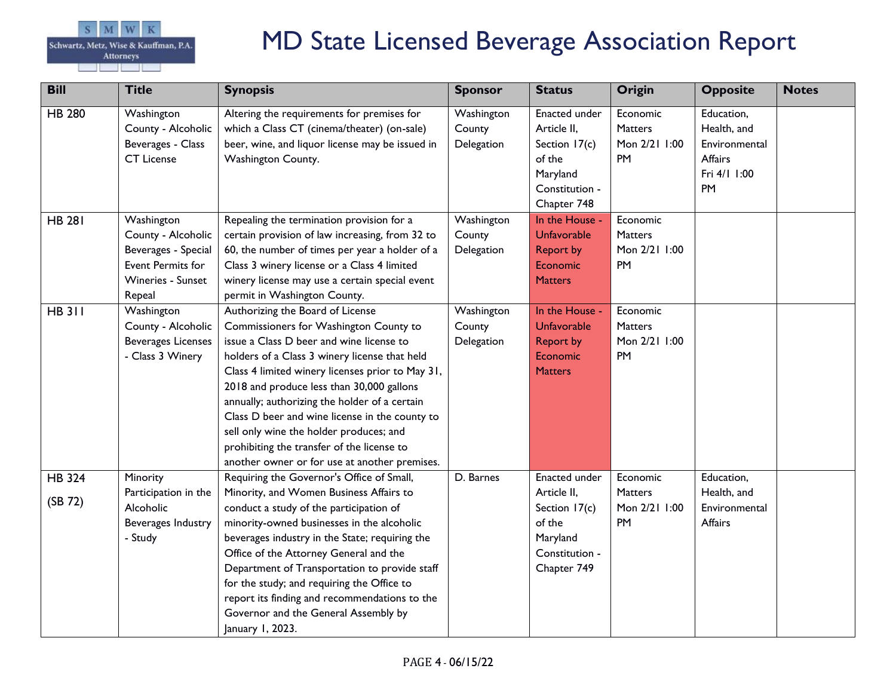# MD State Licensed Beverage Association Report

| Bill | Title | Synopsis | Sponsor | Status | Origin | Opposite | Notes |
| --- | --- | --- | --- | --- | --- | --- | --- |
| HB 280 | Washington County - Alcoholic Beverages - Class CT License | Altering the requirements for premises for which a Class CT (cinema/theater) (on-sale) beer, wine, and liquor license may be issued in Washington County. | Washington County Delegation | Enacted under Article II, Section 17(c) of the Maryland Constitution - Chapter 748 | Economic Matters Mon 2/21 1:00 PM | Education, Health, and Environmental Affairs Fri 4/1 1:00 PM | |
| HB 281 | Washington County - Alcoholic Beverages - Special Event Permits for Wineries - Sunset Repeal | Repealing the termination provision for a certain provision of law increasing, from 32 to 60, the number of times per year a holder of a Class 3 winery license or a Class 4 limited winery license may use a certain special event permit in Washington County. | Washington County Delegation | In the House - Unfavorable Report by Economic Matters | Economic Matters Mon 2/21 1:00 PM | | |
| HB 311 | Washington County - Alcoholic Beverages Licenses - Class 3 Winery | Authorizing the Board of License Commissioners for Washington County to issue a Class D beer and wine license to holders of a Class 3 winery license that held Class 4 limited winery licenses prior to May 31, 2018 and produce less than 30,000 gallons annually; authorizing the holder of a certain Class D beer and wine license in the county to sell only wine the holder produces; and prohibiting the transfer of the license to another owner or for use at another premises. | Washington County Delegation | In the House - Unfavorable Report by Economic Matters | Economic Matters Mon 2/21 1:00 PM | | |
| HB 324 (SB 72) | Minority Participation in the Alcoholic Beverages Industry - Study | Requiring the Governor's Office of Small, Minority, and Women Business Affairs to conduct a study of the participation of minority-owned businesses in the alcoholic beverages industry in the State; requiring the Office of the Attorney General and the Department of Transportation to provide staff for the study; and requiring the Office to report its finding and recommendations to the Governor and the General Assembly by January 1, 2023. | D. Barnes | Enacted under Article II, Section 17(c) of the Maryland Constitution - Chapter 749 | Economic Matters Mon 2/21 1:00 PM | Education, Health, and Environmental Affairs | |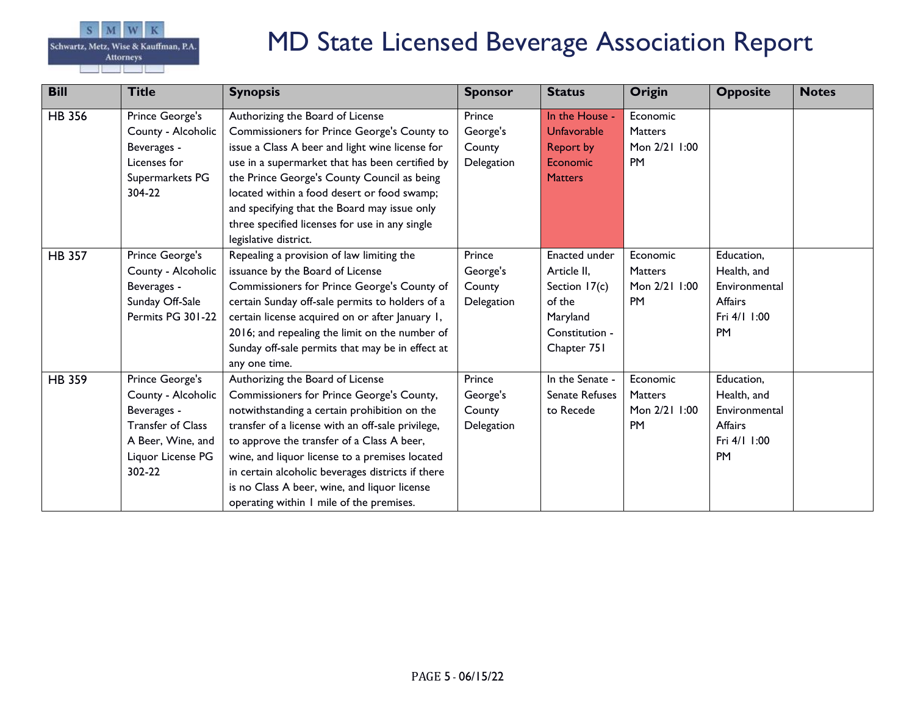# MD State Licensed Beverage Association Report

| Bill | Title | Synopsis | Sponsor | Status | Origin | Opposite | Notes |
|---|---|---|---|---|---|---|---|
| HB 356 | Prince George's County - Alcoholic Beverages - Licenses for Supermarkets PG 304-22 | Authorizing the Board of License Commissioners for Prince George's County to issue a Class A beer and light wine license for use in a supermarket that has been certified by the Prince George's County Council as being located within a food desert or food swamp; and specifying that the Board may issue only three specified licenses for use in any single legislative district. | Prince George's County Delegation | In the House - Unfavorable Report by Economic Matters | Economic Matters Mon 2/21 1:00 PM | | |
| HB 357 | Prince George's County - Alcoholic Beverages - Sunday Off-Sale Permits PG 301-22 | Repealing a provision of law limiting the issuance by the Board of License Commissioners for Prince George's County of certain Sunday off-sale permits to holders of a certain license acquired on or after January 1, 2016; and repealing the limit on the number of Sunday off-sale permits that may be in effect at any one time. | Prince George's County Delegation | Enacted under Article II, Section 17(c) of the Maryland Constitution - Chapter 751 | Economic Matters Mon 2/21 1:00 PM | Education, Health, and Environmental Affairs Fri 4/1 1:00 PM | |
| HB 359 | Prince George's County - Alcoholic Beverages - Transfer of Class A Beer, Wine, and Liquor License PG 302-22 | Authorizing the Board of License Commissioners for Prince George's County, notwithstanding a certain prohibition on the transfer of a license with an off-sale privilege, to approve the transfer of a Class A beer, wine, and liquor license to a premises located in certain alcoholic beverages districts if there is no Class A beer, wine, and liquor license operating within 1 mile of the premises. | Prince George's County Delegation | In the Senate - Senate Refuses to Recede | Economic Matters Mon 2/21 1:00 PM | Education, Health, and Environmental Affairs Fri 4/1 1:00 PM | |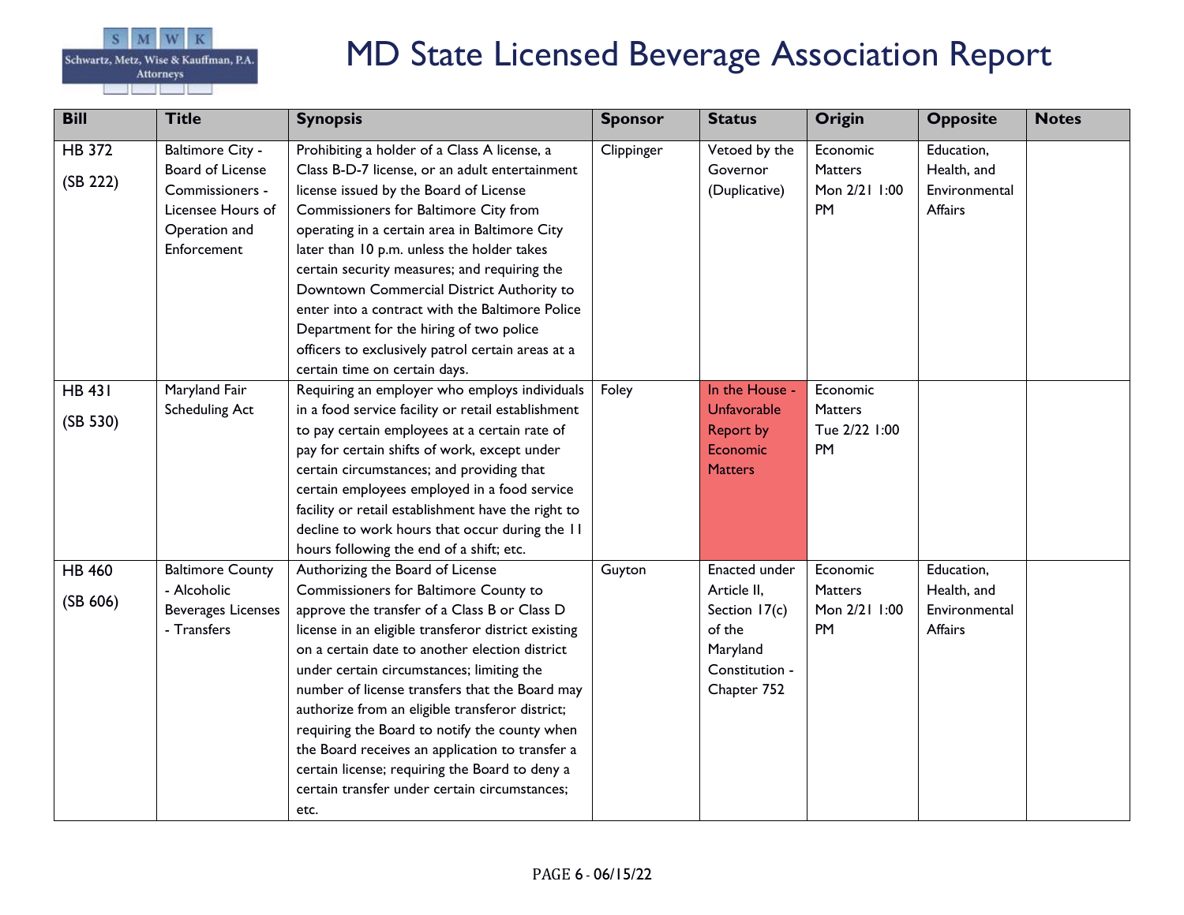# MD State Licensed Beverage Association Report

| Bill | Title | Synopsis | Sponsor | Status | Origin | Opposite | Notes |
|---|---|---|---|---|---|---|---|
| HB 372 (SB 222) | Baltimore City - Board of License Commissioners - Licensee Hours of Operation and Enforcement | Prohibiting a holder of a Class A license, a Class B-D-7 license, or an adult entertainment license issued by the Board of License Commissioners for Baltimore City from operating in a certain area in Baltimore City later than 10 p.m. unless the holder takes certain security measures; and requiring the Downtown Commercial District Authority to enter into a contract with the Baltimore Police Department for the hiring of two police officers to exclusively patrol certain areas at a certain time on certain days. | Clippinger | Vetoed by the Governor (Duplicative) | Economic Matters Mon 2/21 1:00 PM | Education, Health, and Environmental Affairs | |
| HB 431 (SB 530) | Maryland Fair Scheduling Act | Requiring an employer who employs individuals in a food service facility or retail establishment to pay certain employees at a certain rate of pay for certain shifts of work, except under certain circumstances; and providing that certain employees employed in a food service facility or retail establishment have the right to decline to work hours that occur during the 11 hours following the end of a shift; etc. | Foley | In the House - Unfavorable Report by Economic Matters | Economic Matters Tue 2/22 1:00 PM | | |
| HB 460 (SB 606) | Baltimore County - Alcoholic Beverages Licenses - Transfers | Authorizing the Board of License Commissioners for Baltimore County to approve the transfer of a Class B or Class D license in an eligible transferor district existing on a certain date to another election district under certain circumstances; limiting the number of license transfers that the Board may authorize from an eligible transferor district; requiring the Board to notify the county when the Board receives an application to transfer a certain license; requiring the Board to deny a certain transfer under certain circumstances; etc. | Guyton | Enacted under Article II, Section 17(c) of the Maryland Constitution - Chapter 752 | Economic Matters Mon 2/21 1:00 PM | Education, Health, and Environmental Affairs | |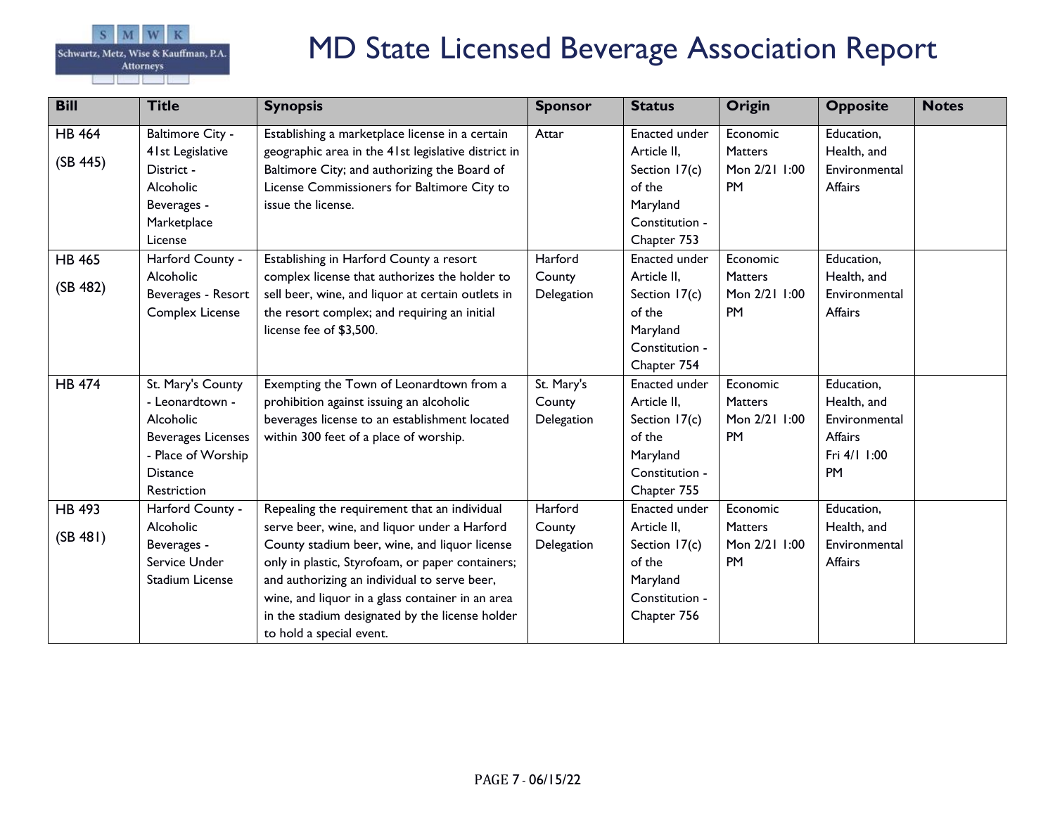# MD State Licensed Beverage Association Report

| Bill | Title | Synopsis | Sponsor | Status | Origin | Opposite | Notes |
|---|---|---|---|---|---|---|---|
| HB 464 (SB 445) | Baltimore City - 41st Legislative District - Alcoholic Beverages - Marketplace License | Establishing a marketplace license in a certain geographic area in the 41st legislative district in Baltimore City; and authorizing the Board of License Commissioners for Baltimore City to issue the license. | Attar | Enacted under Article II, Section 17(c) of the Maryland Constitution - Chapter 753 | Economic Matters Mon 2/21 1:00 PM | Education, Health, and Environmental Affairs | |
| HB 465 (SB 482) | Harford County - Alcoholic Beverages - Resort Complex License | Establishing in Harford County a resort complex license that authorizes the holder to sell beer, wine, and liquor at certain outlets in the resort complex; and requiring an initial license fee of $3,500. | Harford County Delegation | Enacted under Article II, Section 17(c) of the Maryland Constitution - Chapter 754 | Economic Matters Mon 2/21 1:00 PM | Education, Health, and Environmental Affairs | |
| HB 474 | St. Mary's County - Leonardtown - Alcoholic Beverages Licenses - Place of Worship Distance Restriction | Exempting the Town of Leonardtown from a prohibition against issuing an alcoholic beverages license to an establishment located within 300 feet of a place of worship. | St. Mary's County Delegation | Enacted under Article II, Section 17(c) of the Maryland Constitution - Chapter 755 | Economic Matters Mon 2/21 1:00 PM | Education, Health, and Environmental Affairs Fri 4/1 1:00 PM | |
| HB 493 (SB 481) | Harford County - Alcoholic Beverages - Service Under Stadium License | Repealing the requirement that an individual serve beer, wine, and liquor under a Harford County stadium beer, wine, and liquor license only in plastic, Styrofoam, or paper containers; and authorizing an individual to serve beer, wine, and liquor in a glass container in an area in the stadium designated by the license holder to hold a special event. | Harford County Delegation | Enacted under Article II, Section 17(c) of the Maryland Constitution - Chapter 756 | Economic Matters Mon 2/21 1:00 PM | Education, Health, and Environmental Affairs | |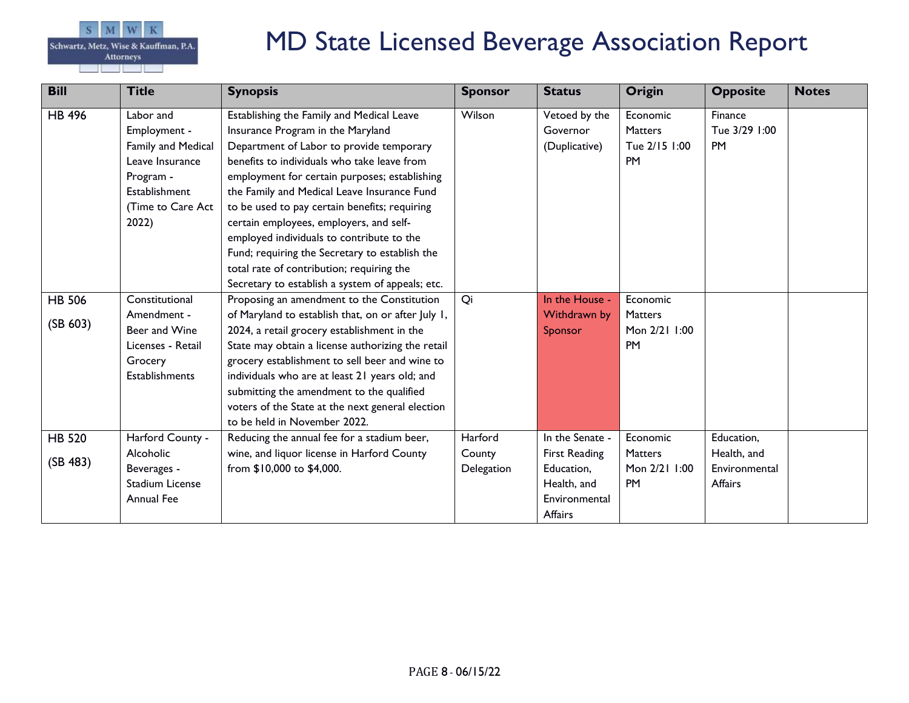# MD State Licensed Beverage Association Report

| Bill | Title | Synopsis | Sponsor | Status | Origin | Opposite | Notes |
|---|---|---|---|---|---|---|---|
| HB 496 | Labor and Employment - Family and Medical Leave Insurance Program - Establishment (Time to Care Act 2022) | Establishing the Family and Medical Leave Insurance Program in the Maryland Department of Labor to provide temporary benefits to individuals who take leave from employment for certain purposes; establishing the Family and Medical Leave Insurance Fund to be used to pay certain benefits; requiring certain employees, employers, and self-employed individuals to contribute to the Fund; requiring the Secretary to establish the total rate of contribution; requiring the Secretary to establish a system of appeals; etc. | Wilson | Vetoed by the Governor (Duplicative) | Economic Matters Tue 2/15 1:00 PM | Finance Tue 3/29 1:00 PM | |
| HB 506 (SB 603) | Constitutional Amendment - Beer and Wine Licenses - Retail Grocery Establishments | Proposing an amendment to the Constitution of Maryland to establish that, on or after July 1, 2024, a retail grocery establishment in the State may obtain a license authorizing the retail grocery establishment to sell beer and wine to individuals who are at least 21 years old; and submitting the amendment to the qualified voters of the State at the next general election to be held in November 2022. | Qi | In the House - Withdrawn by Sponsor | Economic Matters Mon 2/21 1:00 PM | | |
| HB 520 (SB 483) | Harford County - Alcoholic Beverages - Stadium License Annual Fee | Reducing the annual fee for a stadium beer, wine, and liquor license in Harford County from $10,000 to $4,000. | Harford County Delegation | In the Senate - First Reading Education, Health, and Environmental Affairs | Economic Matters Mon 2/21 1:00 PM | Education, Health, and Environmental Affairs | |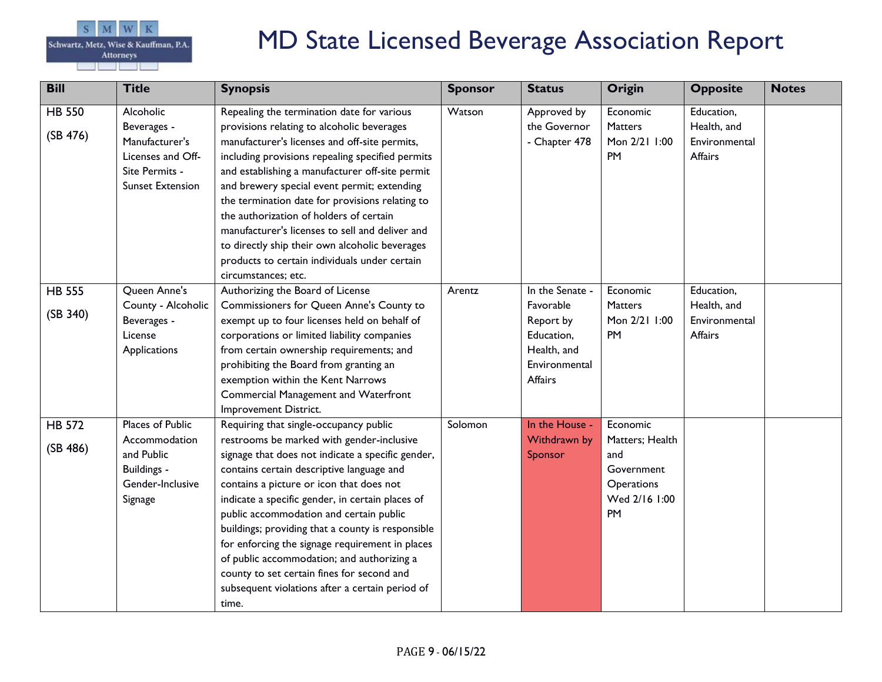# MD State Licensed Beverage Association Report

| Bill | Title | Synopsis | Sponsor | Status | Origin | Opposite | Notes |
|---|---|---|---|---|---|---|---|
| HB 550 (SB 476) | Alcoholic Beverages - Manufacturer's Licenses and Off-Site Permits - Sunset Extension | Repealing the termination date for various provisions relating to alcoholic beverages manufacturer's licenses and off-site permits, including provisions repealing specified permits and establishing a manufacturer off-site permit and brewery special event permit; extending the termination date for provisions relating to the authorization of holders of certain manufacturer's licenses to sell and deliver and to directly ship their own alcoholic beverages products to certain individuals under certain circumstances; etc. | Watson | Approved by the Governor - Chapter 478 | Economic Matters Mon 2/21 1:00 PM | Education, Health, and Environmental Affairs | |
| HB 555 (SB 340) | Queen Anne's County - Alcoholic Beverages - License Applications | Authorizing the Board of License Commissioners for Queen Anne's County to exempt up to four licenses held on behalf of corporations or limited liability companies from certain ownership requirements; and prohibiting the Board from granting an exemption within the Kent Narrows Commercial Management and Waterfront Improvement District. | Arentz | In the Senate - Favorable Report by Education, Health, and Environmental Affairs | Economic Matters Mon 2/21 1:00 PM | Education, Health, and Environmental Affairs | |
| HB 572 (SB 486) | Places of Public Accommodation and Public Buildings - Gender-Inclusive Signage | Requiring that single-occupancy public restrooms be marked with gender-inclusive signage that does not indicate a specific gender, contains certain descriptive language and contains a picture or icon that does not indicate a specific gender, in certain places of public accommodation and certain public buildings; providing that a county is responsible for enforcing the signage requirement in places of public accommodation; and authorizing a county to set certain fines for second and subsequent violations after a certain period of time. | Solomon | In the House - Withdrawn by Sponsor | Economic Matters; Health and Government Operations Wed 2/16 1:00 PM | | |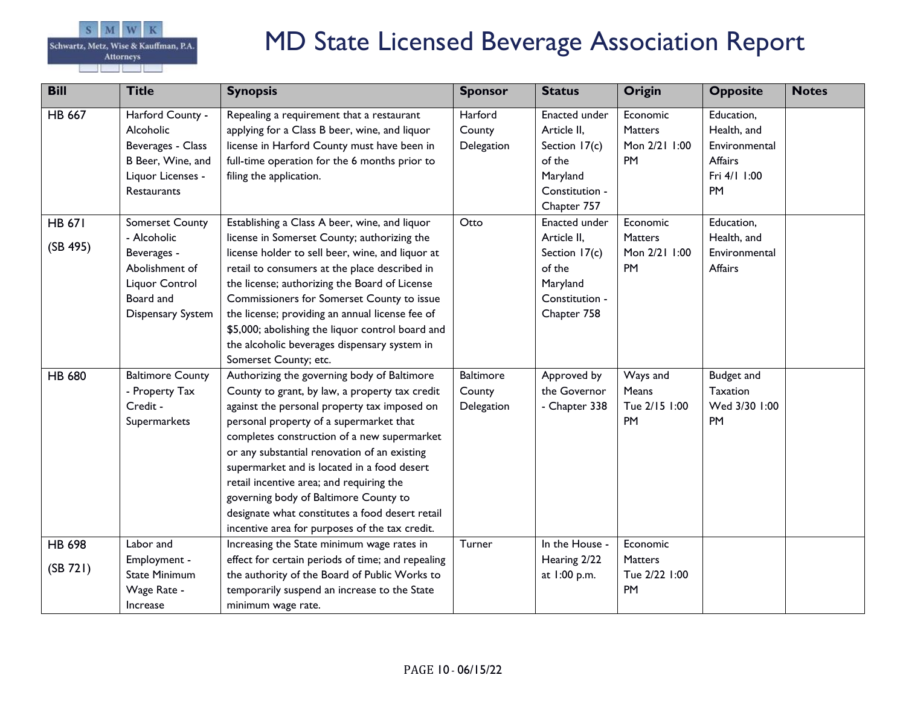# MD State Licensed Beverage Association Report

| Bill | Title | Synopsis | Sponsor | Status | Origin | Opposite | Notes |
|---|---|---|---|---|---|---|---|
| HB 667 | Harford County - Alcoholic Beverages - Class B Beer, Wine, and Liquor Licenses - Restaurants | Repealing a requirement that a restaurant applying for a Class B beer, wine, and liquor license in Harford County must have been in full-time operation for the 6 months prior to filing the application. | Harford County Delegation | Enacted under Article II, Section 17(c) of the Maryland Constitution - Chapter 757 | Economic Matters Mon 2/21 1:00 PM | Education, Health, and Environmental Affairs Fri 4/1 1:00 PM | |
| HB 671 (SB 495) | Somerset County - Alcoholic Beverages - Abolishment of Liquor Control Board and Dispensary System | Establishing a Class A beer, wine, and liquor license in Somerset County; authorizing the license holder to sell beer, wine, and liquor at retail to consumers at the place described in the license; authorizing the Board of License Commissioners for Somerset County to issue the license; providing an annual license fee of $5,000; abolishing the liquor control board and the alcoholic beverages dispensary system in Somerset County; etc. | Otto | Enacted under Article II, Section 17(c) of the Maryland Constitution - Chapter 758 | Economic Matters Mon 2/21 1:00 PM | Education, Health, and Environmental Affairs | |
| HB 680 | Baltimore County - Property Tax Credit - Supermarkets | Authorizing the governing body of Baltimore County to grant, by law, a property tax credit against the personal property tax imposed on personal property of a supermarket that completes construction of a new supermarket or any substantial renovation of an existing supermarket and is located in a food desert retail incentive area; and requiring the governing body of Baltimore County to designate what constitutes a food desert retail incentive area for purposes of the tax credit. | Baltimore County Delegation | Approved by the Governor - Chapter 338 | Ways and Means Tue 2/15 1:00 PM | Budget and Taxation Wed 3/30 1:00 PM | |
| HB 698 (SB 721) | Labor and Employment - State Minimum Wage Rate - Increase | Increasing the State minimum wage rates in effect for certain periods of time; and repealing the authority of the Board of Public Works to temporarily suspend an increase to the State minimum wage rate. | Turner | In the House - Hearing 2/22 at 1:00 p.m. | Economic Matters Tue 2/22 1:00 PM | | |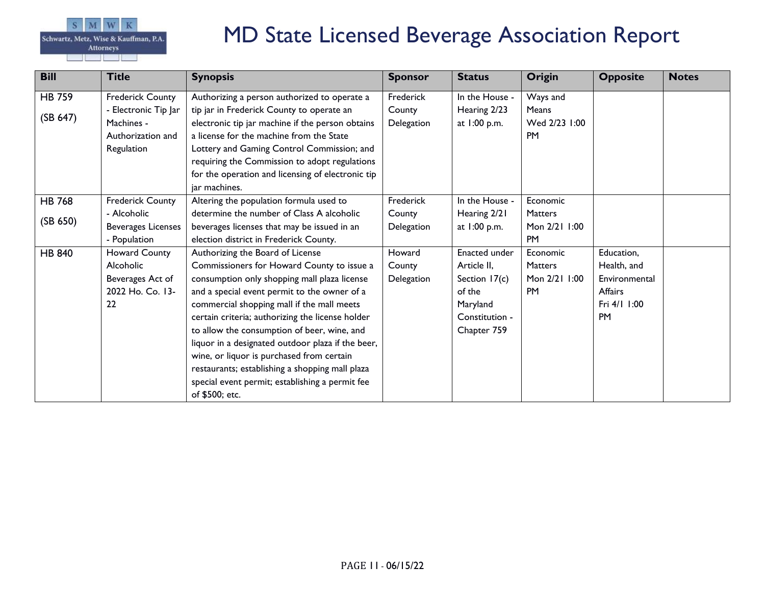# MD State Licensed Beverage Association Report

| Bill | Title | Synopsis | Sponsor | Status | Origin | Opposite | Notes |
|---|---|---|---|---|---|---|---|
| HB 759 (SB 647) | Frederick County - Electronic Tip Jar Machines - Authorization and Regulation | Authorizing a person authorized to operate a tip jar in Frederick County to operate an electronic tip jar machine if the person obtains a license for the machine from the State Lottery and Gaming Control Commission; and requiring the Commission to adopt regulations for the operation and licensing of electronic tip jar machines. | Frederick County Delegation | In the House - Hearing 2/23 at 1:00 p.m. | Ways and Means Wed 2/23 1:00 PM | | |
| HB 768 (SB 650) | Frederick County - Alcoholic Beverages Licenses - Population | Altering the population formula used to determine the number of Class A alcoholic beverages licenses that may be issued in an election district in Frederick County. | Frederick County Delegation | In the House - Hearing 2/21 at 1:00 p.m. | Economic Matters Mon 2/21 1:00 PM | | |
| HB 840 | Howard County Alcoholic Beverages Act of 2022 Ho. Co. 13-22 | Authorizing the Board of License Commissioners for Howard County to issue a consumption only shopping mall plaza license and a special event permit to the owner of a commercial shopping mall if the mall meets certain criteria; authorizing the license holder to allow the consumption of beer, wine, and liquor in a designated outdoor plaza if the beer, wine, or liquor is purchased from certain restaurants; establishing a shopping mall plaza special event permit; establishing a permit fee of $500; etc. | Howard County Delegation | Enacted under Article II, Section 17(c) of the Maryland Constitution - Chapter 759 | Economic Matters Mon 2/21 1:00 PM | Education, Health, and Environmental Affairs Fri 4/1 1:00 PM | |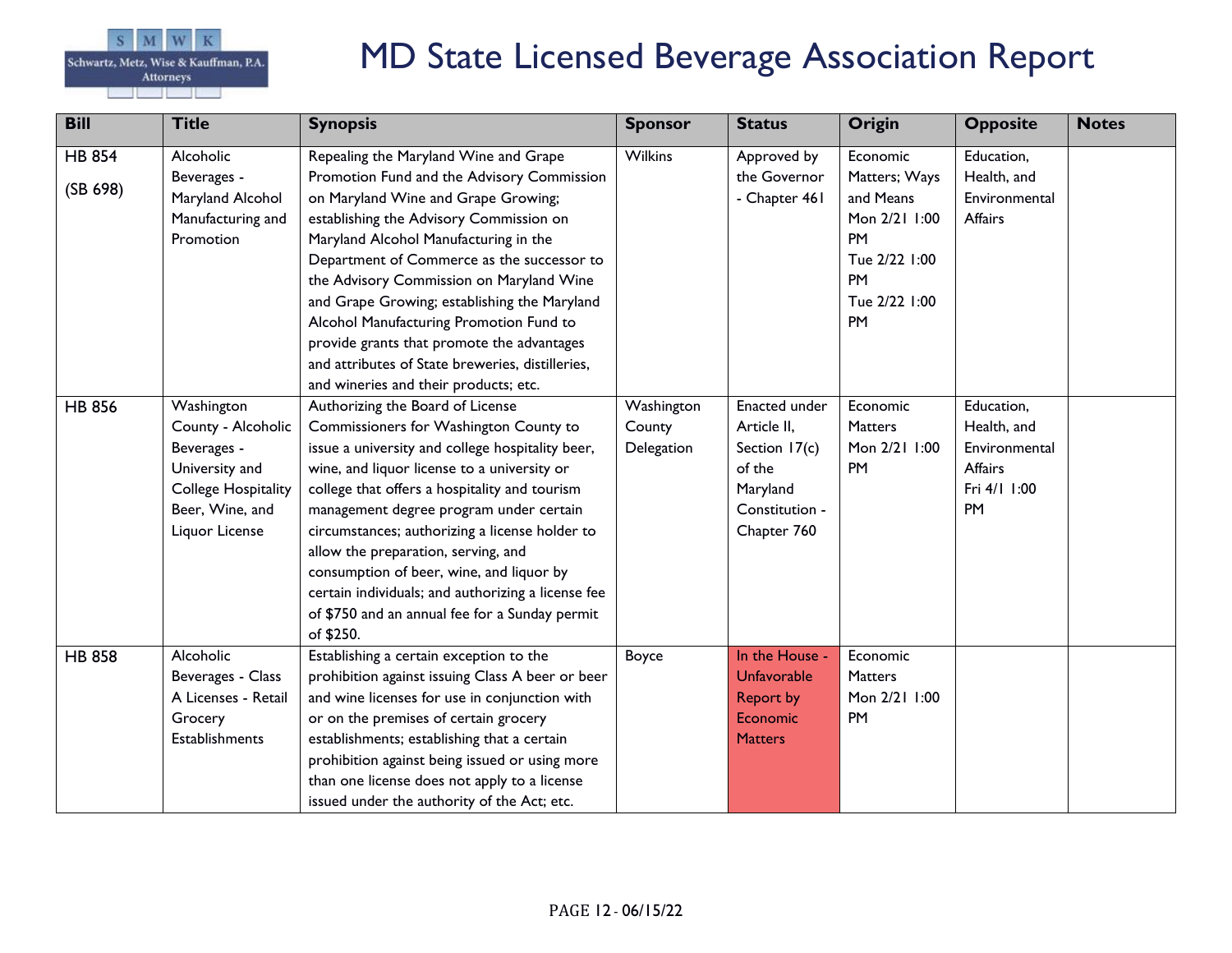# MD State Licensed Beverage Association Report

| Bill | Title | Synopsis | Sponsor | Status | Origin | Opposite | Notes |
|---|---|---|---|---|---|---|---|
| HB 854 (SB 698) | Alcoholic Beverages - Maryland Alcohol Manufacturing and Promotion | Repealing the Maryland Wine and Grape Promotion Fund and the Advisory Commission on Maryland Wine and Grape Growing; establishing the Advisory Commission on Maryland Alcohol Manufacturing in the Department of Commerce as the successor to the Advisory Commission on Maryland Wine and Grape Growing; establishing the Maryland Alcohol Manufacturing Promotion Fund to provide grants that promote the advantages and attributes of State breweries, distilleries, and wineries and their products; etc. | Wilkins | Approved by the Governor - Chapter 461 | Economic Matters; Ways and Means Mon 2/21 1:00 PM Tue 2/22 1:00 PM Tue 2/22 1:00 PM | Education, Health, and Environmental Affairs | |
| HB 856 | Washington County - Alcoholic Beverages - University and College Hospitality Beer, Wine, and Liquor License | Authorizing the Board of License Commissioners for Washington County to issue a university and college hospitality beer, wine, and liquor license to a university or college that offers a hospitality and tourism management degree program under certain circumstances; authorizing a license holder to allow the preparation, serving, and consumption of beer, wine, and liquor by certain individuals; and authorizing a license fee of $750 and an annual fee for a Sunday permit of $250. | Washington County Delegation | Enacted under Article II, Section 17(c) of the Maryland Constitution - Chapter 760 | Economic Matters Mon 2/21 1:00 PM | Education, Health, and Environmental Affairs Fri 4/1 1:00 PM | |
| HB 858 | Alcoholic Beverages - Class A Licenses - Retail Grocery Establishments | Establishing a certain exception to the prohibition against issuing Class A beer or beer and wine licenses for use in conjunction with or on the premises of certain grocery establishments; establishing that a certain prohibition against being issued or using more than one license does not apply to a license issued under the authority of the Act; etc. | Boyce | In the House - Unfavorable Report by Economic Matters | Economic Matters Mon 2/21 1:00 PM | | |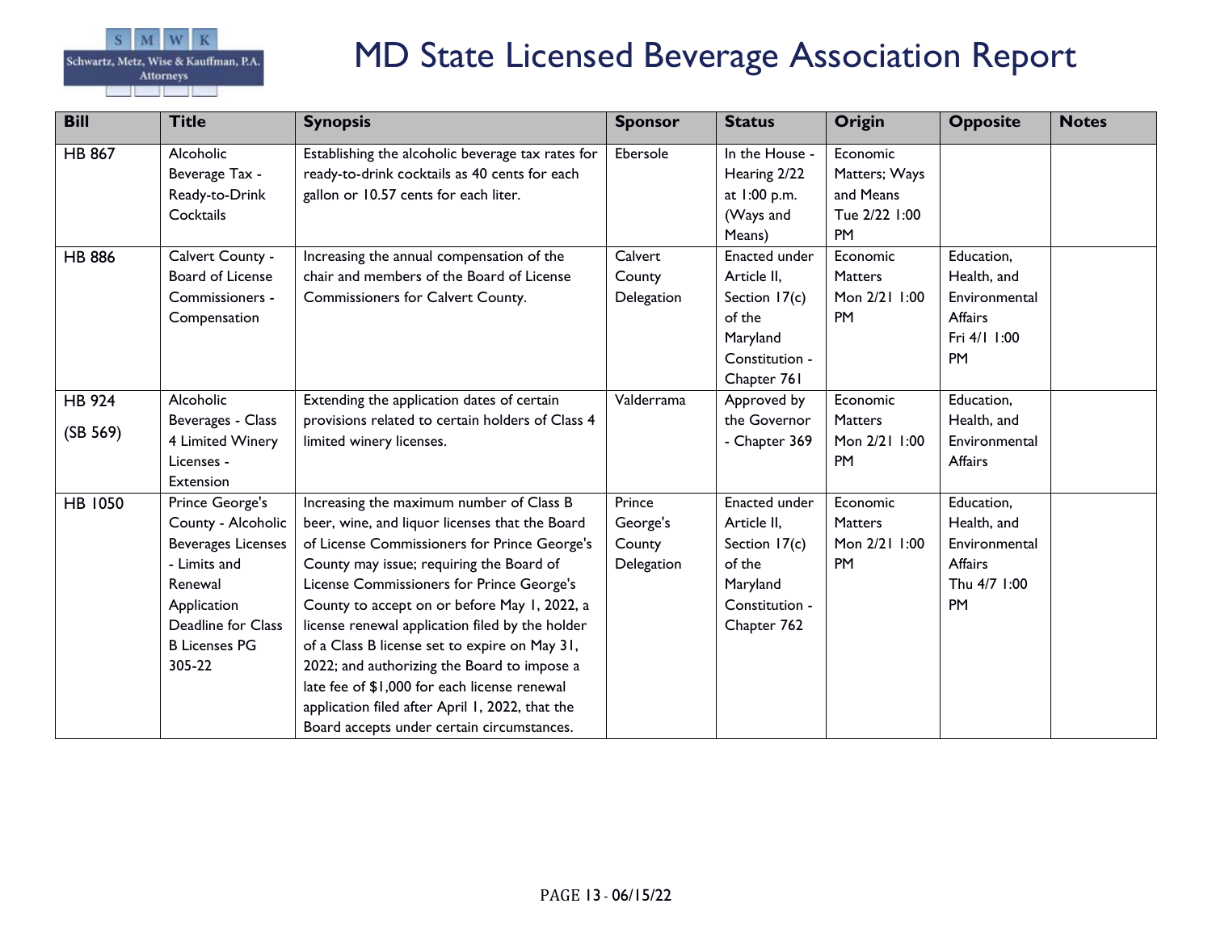# MD State Licensed Beverage Association Report

| Bill | Title | Synopsis | Sponsor | Status | Origin | Opposite | Notes |
|---|---|---|---|---|---|---|---|
| HB 867 | Alcoholic Beverage Tax - Ready-to-Drink Cocktails | Establishing the alcoholic beverage tax rates for ready-to-drink cocktails as 40 cents for each gallon or 10.57 cents for each liter. | Ebersole | In the House - Hearing 2/22 at 1:00 p.m. (Ways and Means) | Economic Matters; Ways and Means Tue 2/22 1:00 PM | | |
| HB 886 | Calvert County - Board of License Commissioners - Compensation | Increasing the annual compensation of the chair and members of the Board of License Commissioners for Calvert County. | Calvert County Delegation | Enacted under Article II, Section 17(c) of the Maryland Constitution - Chapter 761 | Economic Matters Mon 2/21 1:00 PM | Education, Health, and Environmental Affairs Fri 4/1 1:00 PM | |
| HB 924 (SB 569) | Alcoholic Beverages - Class 4 Limited Winery Licenses - Extension | Extending the application dates of certain provisions related to certain holders of Class 4 limited winery licenses. | Valderrama | Approved by the Governor - Chapter 369 | Economic Matters Mon 2/21 1:00 PM | Education, Health, and Environmental Affairs | |
| HB 1050 | Prince George's County - Alcoholic Beverages Licenses - Limits and Renewal Application Deadline for Class B Licenses PG 305-22 | Increasing the maximum number of Class B beer, wine, and liquor licenses that the Board of License Commissioners for Prince George's County may issue; requiring the Board of License Commissioners for Prince George's County to accept on or before May 1, 2022, a license renewal application filed by the holder of a Class B license set to expire on May 31, 2022; and authorizing the Board to impose a late fee of $1,000 for each license renewal application filed after April 1, 2022, that the Board accepts under certain circumstances. | Prince George's County Delegation | Enacted under Article II, Section 17(c) of the Maryland Constitution - Chapter 762 | Economic Matters Mon 2/21 1:00 PM | Education, Health, and Environmental Affairs Thu 4/7 1:00 PM | |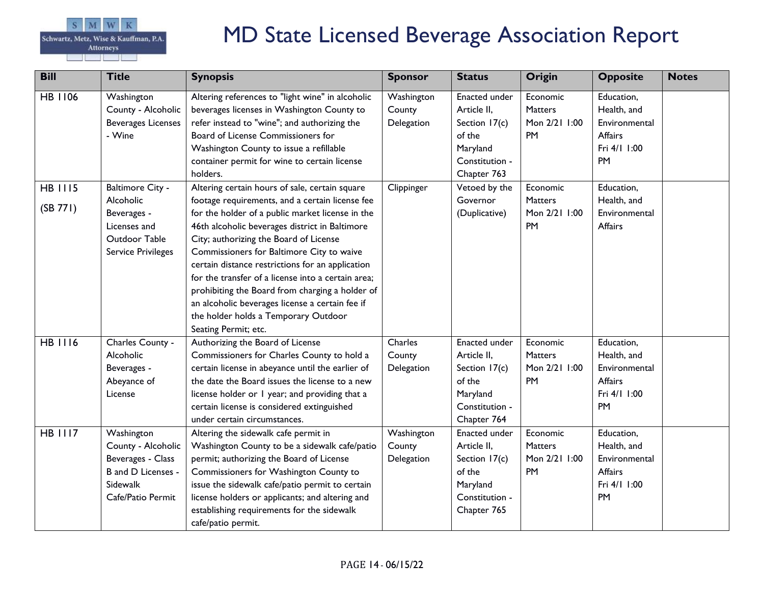# MD State Licensed Beverage Association Report

| Bill | Title | Synopsis | Sponsor | Status | Origin | Opposite | Notes |
|---|---|---|---|---|---|---|---|
| HB 1106 | Washington County - Alcoholic Beverages Licenses - Wine | Altering references to "light wine" in alcoholic beverages licenses in Washington County to refer instead to "wine"; and authorizing the Board of License Commissioners for Washington County to issue a refillable container permit for wine to certain license holders. | Washington County Delegation | Enacted under Article II, Section 17(c) of the Maryland Constitution - Chapter 763 | Economic Matters Mon 2/21 1:00 PM | Education, Health, and Environmental Affairs Fri 4/1 1:00 PM | |
| HB 1115 (SB 771) | Baltimore City - Alcoholic Beverages - Licenses and Outdoor Table Service Privileges | Altering certain hours of sale, certain square footage requirements, and a certain license fee for the holder of a public market license in the 46th alcoholic beverages district in Baltimore City; authorizing the Board of License Commissioners for Baltimore City to waive certain distance restrictions for an application for the transfer of a license into a certain area; prohibiting the Board from charging a holder of an alcoholic beverages license a certain fee if the holder holds a Temporary Outdoor Seating Permit; etc. | Clippinger | Vetoed by the Governor (Duplicative) | Economic Matters Mon 2/21 1:00 PM | Education, Health, and Environmental Affairs | |
| HB 1116 | Charles County - Alcoholic Beverages - Abeyance of License | Authorizing the Board of License Commissioners for Charles County to hold a certain license in abeyance until the earlier of the date the Board issues the license to a new license holder or 1 year; and providing that a certain license is considered extinguished under certain circumstances. | Charles County Delegation | Enacted under Article II, Section 17(c) of the Maryland Constitution - Chapter 764 | Economic Matters Mon 2/21 1:00 PM | Education, Health, and Environmental Affairs Fri 4/1 1:00 PM | |
| HB 1117 | Washington County - Alcoholic Beverages - Class B and D Licenses - Sidewalk Cafe/Patio Permit | Altering the sidewalk cafe permit in Washington County to be a sidewalk cafe/patio permit; authorizing the Board of License Commissioners for Washington County to issue the sidewalk cafe/patio permit to certain license holders or applicants; and altering and establishing requirements for the sidewalk cafe/patio permit. | Washington County Delegation | Enacted under Article II, Section 17(c) of the Maryland Constitution - Chapter 765 | Economic Matters Mon 2/21 1:00 PM | Education, Health, and Environmental Affairs Fri 4/1 1:00 PM | |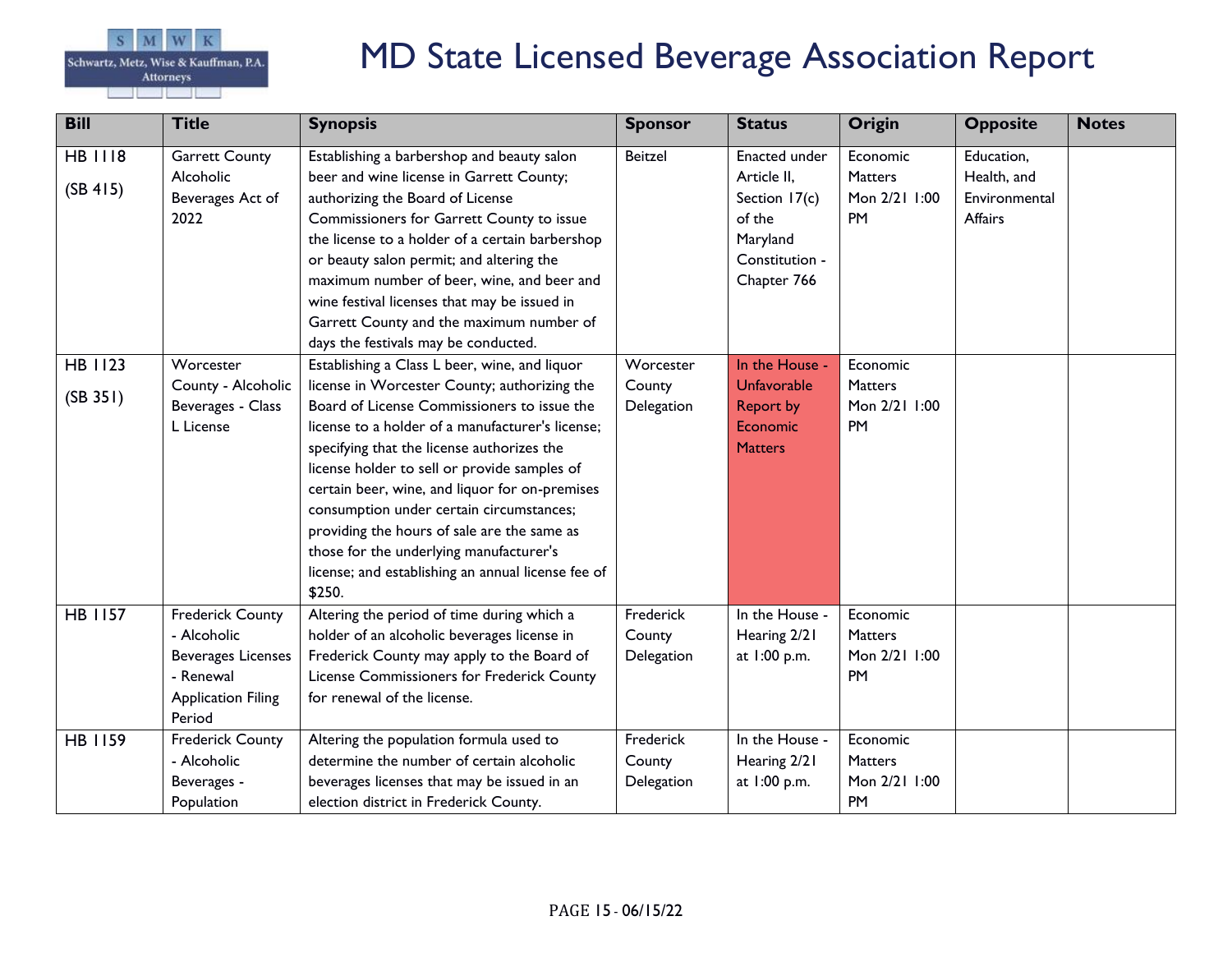# MD State Licensed Beverage Association Report

| Bill | Title | Synopsis | Sponsor | Status | Origin | Opposite | Notes |
|---|---|---|---|---|---|---|---|
| HB 1118 (SB 415) | Garrett County Alcoholic Beverages Act of 2022 | Establishing a barbershop and beauty salon beer and wine license in Garrett County; authorizing the Board of License Commissioners for Garrett County to issue the license to a holder of a certain barbershop or beauty salon permit; and altering the maximum number of beer, wine, and beer and wine festival licenses that may be issued in Garrett County and the maximum number of days the festivals may be conducted. | Beitzel | Enacted under Article II, Section 17(c) of the Maryland Constitution - Chapter 766 | Economic Matters Mon 2/21 1:00 PM | Education, Health, and Environmental Affairs | |
| HB 1123 (SB 351) | Worcester County - Alcoholic Beverages - Class L License | Establishing a Class L beer, wine, and liquor license in Worcester County; authorizing the Board of License Commissioners to issue the license to a holder of a manufacturer's license; specifying that the license authorizes the license holder to sell or provide samples of certain beer, wine, and liquor for on-premises consumption under certain circumstances; providing the hours of sale are the same as those for the underlying manufacturer's license; and establishing an annual license fee of $250. | Worcester County Delegation | In the House - Unfavorable Report by Economic Matters | Economic Matters Mon 2/21 1:00 PM | | |
| HB 1157 | Frederick County - Alcoholic Beverages Licenses - Renewal Application Filing Period | Altering the period of time during which a holder of an alcoholic beverages license in Frederick County may apply to the Board of License Commissioners for Frederick County for renewal of the license. | Frederick County Delegation | In the House - Hearing 2/21 at 1:00 p.m. | Economic Matters Mon 2/21 1:00 PM | | |
| HB 1159 | Frederick County - Alcoholic Beverages - Population | Altering the population formula used to determine the number of certain alcoholic beverages licenses that may be issued in an election district in Frederick County. | Frederick County Delegation | In the House - Hearing 2/21 at 1:00 p.m. | Economic Matters Mon 2/21 1:00 PM | | |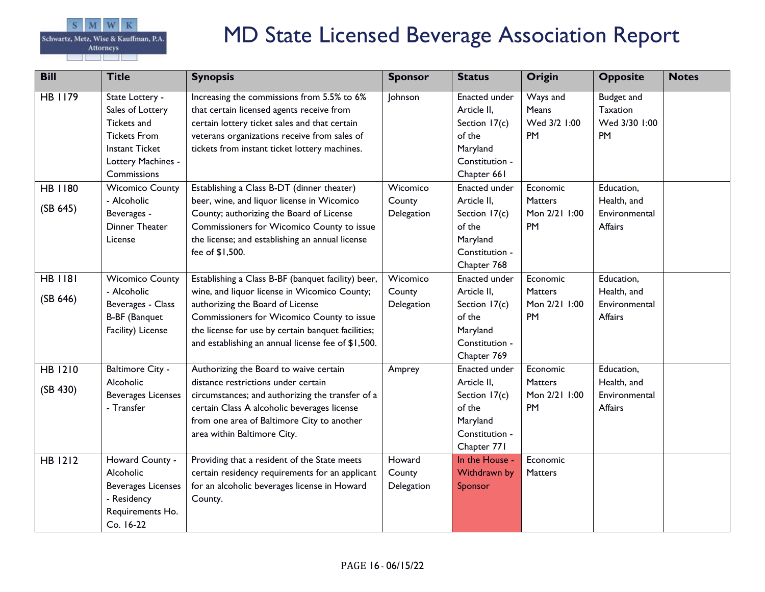# MD State Licensed Beverage Association Report

| Bill | Title | Synopsis | Sponsor | Status | Origin | Opposite | Notes |
| --- | --- | --- | --- | --- | --- | --- | --- |
| HB 1179 | State Lottery - Sales of Lottery Tickets and Tickets From Instant Ticket Lottery Machines - Commissions | Increasing the commissions from 5.5% to 6% that certain licensed agents receive from certain lottery ticket sales and that certain veterans organizations receive from sales of tickets from instant ticket lottery machines. | Johnson | Enacted under Article II, Section 17(c) of the Maryland Constitution - Chapter 661 | Ways and Means Wed 3/2 1:00 PM | Budget and Taxation Wed 3/30 1:00 PM | |
| HB 1180 (SB 645) | Wicomico County - Alcoholic Beverages - Dinner Theater License | Establishing a Class B-DT (dinner theater) beer, wine, and liquor license in Wicomico County; authorizing the Board of License Commissioners for Wicomico County to issue the license; and establishing an annual license fee of $1,500. | Wicomico County Delegation | Enacted under Article II, Section 17(c) of the Maryland Constitution - Chapter 768 | Economic Matters Mon 2/21 1:00 PM | Education, Health, and Environmental Affairs | |
| HB 1181 (SB 646) | Wicomico County - Alcoholic Beverages - Class B-BF (Banquet Facility) License | Establishing a Class B-BF (banquet facility) beer, wine, and liquor license in Wicomico County; authorizing the Board of License Commissioners for Wicomico County to issue the license for use by certain banquet facilities; and establishing an annual license fee of $1,500. | Wicomico County Delegation | Enacted under Article II, Section 17(c) of the Maryland Constitution - Chapter 769 | Economic Matters Mon 2/21 1:00 PM | Education, Health, and Environmental Affairs | |
| HB 1210 (SB 430) | Baltimore City - Alcoholic Beverages Licenses - Transfer | Authorizing the Board to waive certain distance restrictions under certain circumstances; and authorizing the transfer of a certain Class A alcoholic beverages license from one area of Baltimore City to another area within Baltimore City. | Amprey | Enacted under Article II, Section 17(c) of the Maryland Constitution - Chapter 771 | Economic Matters Mon 2/21 1:00 PM | Education, Health, and Environmental Affairs | |
| HB 1212 | Howard County - Alcoholic Beverages Licenses - Residency Requirements Ho. Co. 16-22 | Providing that a resident of the State meets certain residency requirements for an applicant for an alcoholic beverages license in Howard County. | Howard County Delegation | In the House - Withdrawn by Sponsor | Economic Matters | | |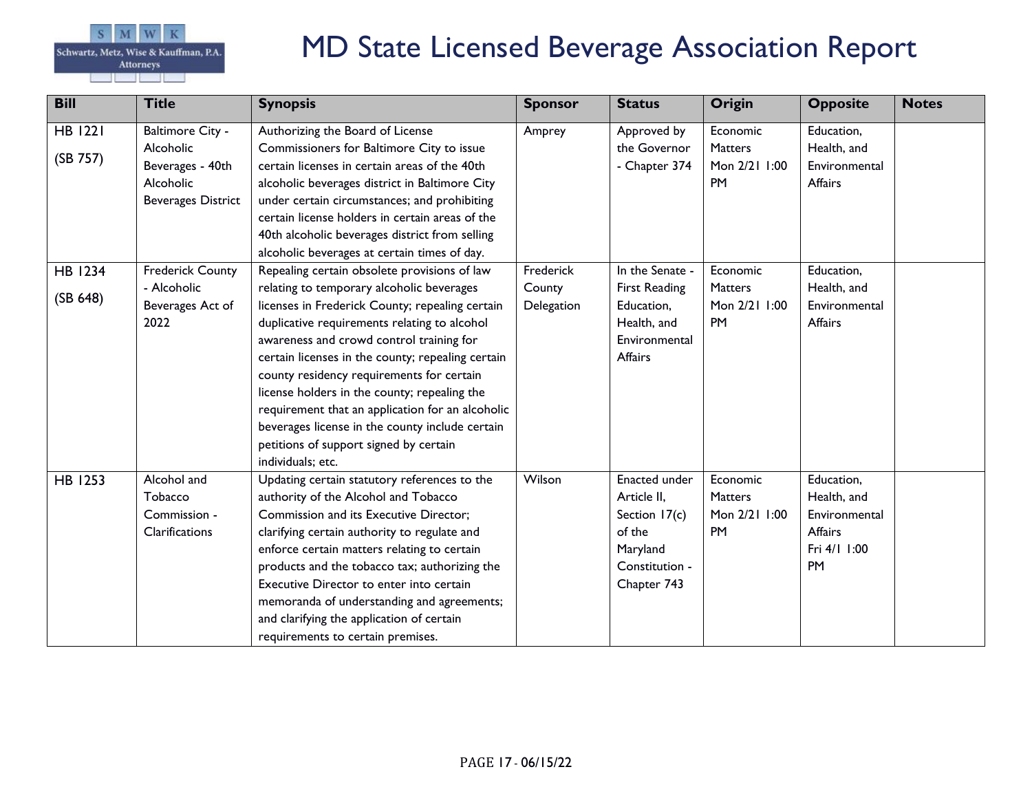# MD State Licensed Beverage Association Report

| Bill | Title | Synopsis | Sponsor | Status | Origin | Opposite | Notes |
|---|---|---|---|---|---|---|---|
| HB 1221 (SB 757) | Baltimore City - Alcoholic Beverages - 40th Alcoholic Beverages District | Authorizing the Board of License Commissioners for Baltimore City to issue certain licenses in certain areas of the 40th alcoholic beverages district in Baltimore City under certain circumstances; and prohibiting certain license holders in certain areas of the 40th alcoholic beverages district from selling alcoholic beverages at certain times of day. | Amprey | Approved by the Governor - Chapter 374 | Economic Matters Mon 2/21 1:00 PM | Education, Health, and Environmental Affairs | |
| HB 1234 (SB 648) | Frederick County - Alcoholic Beverages Act of 2022 | Repealing certain obsolete provisions of law relating to temporary alcoholic beverages licenses in Frederick County; repealing certain duplicative requirements relating to alcohol awareness and crowd control training for certain licenses in the county; repealing certain county residency requirements for certain license holders in the county; repealing the requirement that an application for an alcoholic beverages license in the county include certain petitions of support signed by certain individuals; etc. | Frederick County Delegation | In the Senate - First Reading Education, Health, and Environmental Affairs | Economic Matters Mon 2/21 1:00 PM | Education, Health, and Environmental Affairs | |
| HB 1253 | Alcohol and Tobacco Commission - Clarifications | Updating certain statutory references to the authority of the Alcohol and Tobacco Commission and its Executive Director; clarifying certain authority to regulate and enforce certain matters relating to certain products and the tobacco tax; authorizing the Executive Director to enter into certain memoranda of understanding and agreements; and clarifying the application of certain requirements to certain premises. | Wilson | Enacted under Article II, Section 17(c) of the Maryland Constitution - Chapter 743 | Economic Matters Mon 2/21 1:00 PM | Education, Health, and Environmental Affairs Fri 4/1 1:00 PM | |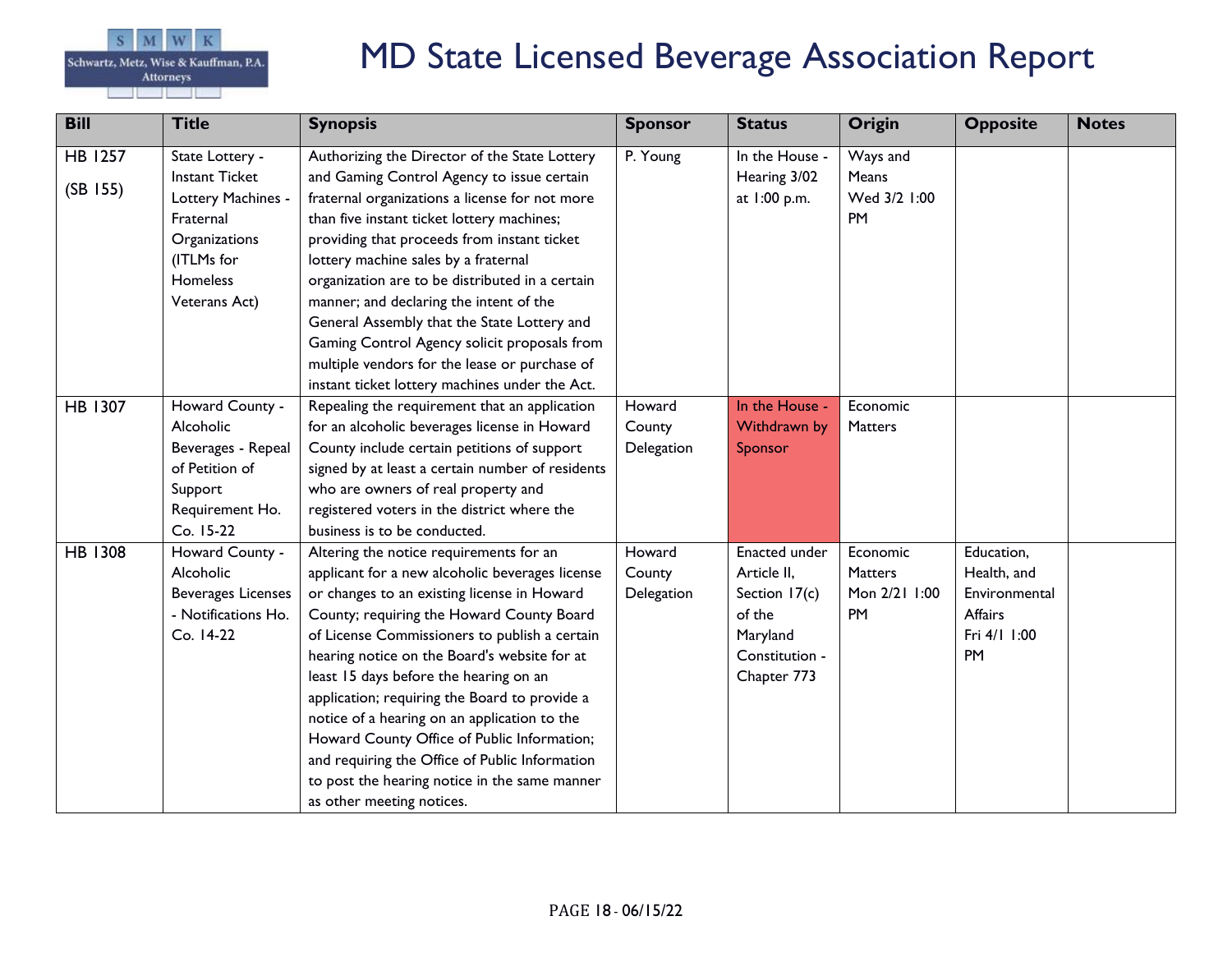# MD State Licensed Beverage Association Report

| Bill | Title | Synopsis | Sponsor | Status | Origin | Opposite | Notes |
|---|---|---|---|---|---|---|---|
| HB 1257 (SB 155) | State Lottery - Instant Ticket Lottery Machines - Fraternal Organizations (ITLMs for Homeless Veterans Act) | Authorizing the Director of the State Lottery and Gaming Control Agency to issue certain fraternal organizations a license for not more than five instant ticket lottery machines; providing that proceeds from instant ticket lottery machine sales by a fraternal organization are to be distributed in a certain manner; and declaring the intent of the General Assembly that the State Lottery and Gaming Control Agency solicit proposals from multiple vendors for the lease or purchase of instant ticket lottery machines under the Act. | P. Young | In the House - Hearing 3/02 at 1:00 p.m. | Ways and Means Wed 3/2 1:00 PM | | |
| HB 1307 | Howard County - Alcoholic Beverages - Repeal of Petition of Support Requirement Ho. Co. 15-22 | Repealing the requirement that an application for an alcoholic beverages license in Howard County include certain petitions of support signed by at least a certain number of residents who are owners of real property and registered voters in the district where the business is to be conducted. | Howard County Delegation | In the House - Withdrawn by Sponsor | Economic Matters | | |
| HB 1308 | Howard County - Alcoholic Beverages Licenses - Notifications Ho. Co. 14-22 | Altering the notice requirements for an applicant for a new alcoholic beverages license or changes to an existing license in Howard County; requiring the Howard County Board of License Commissioners to publish a certain hearing notice on the Board's website for at least 15 days before the hearing on an application; requiring the Board to provide a notice of a hearing on an application to the Howard County Office of Public Information; and requiring the Office of Public Information to post the hearing notice in the same manner as other meeting notices. | Howard County Delegation | Enacted under Article II, Section 17(c) of the Maryland Constitution - Chapter 773 | Economic Matters Mon 2/21 1:00 PM | Education, Health, and Environmental Affairs Fri 4/1 1:00 PM | |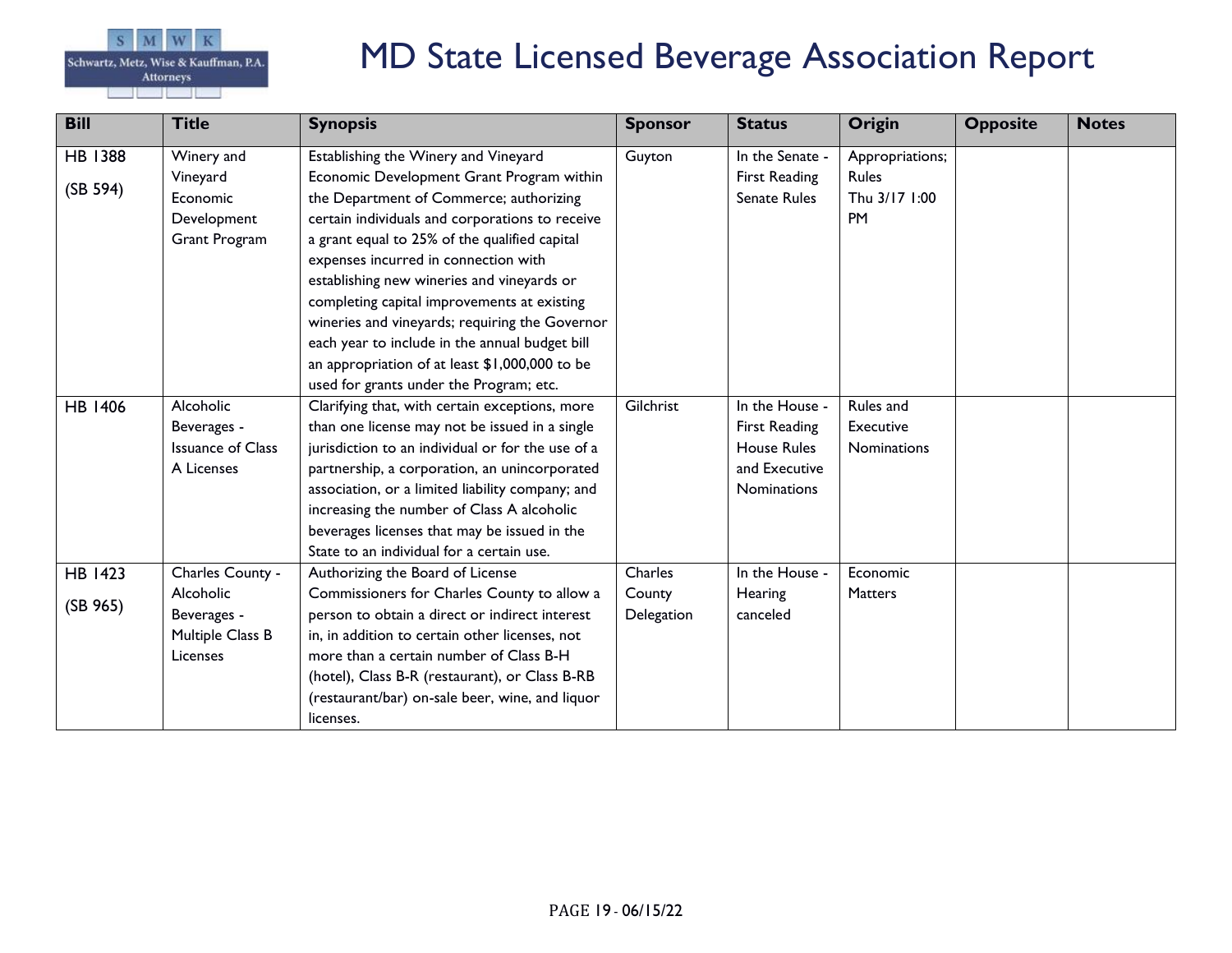# MD State Licensed Beverage Association Report

| Bill | Title | Synopsis | Sponsor | Status | Origin | Opposite | Notes |
|---|---|---|---|---|---|---|---|
| HB 1388 (SB 594) | Winery and Vineyard Economic Development Grant Program | Establishing the Winery and Vineyard Economic Development Grant Program within the Department of Commerce; authorizing certain individuals and corporations to receive a grant equal to 25% of the qualified capital expenses incurred in connection with establishing new wineries and vineyards or completing capital improvements at existing wineries and vineyards; requiring the Governor each year to include in the annual budget bill an appropriation of at least $1,000,000 to be used for grants under the Program; etc. | Guyton | In the Senate - First Reading Senate Rules | Appropriations; Rules Thu 3/17 1:00 PM | | |
| HB 1406 | Alcoholic Beverages - Issuance of Class A Licenses | Clarifying that, with certain exceptions, more than one license may not be issued in a single jurisdiction to an individual or for the use of a partnership, a corporation, an unincorporated association, or a limited liability company; and increasing the number of Class A alcoholic beverages licenses that may be issued in the State to an individual for a certain use. | Gilchrist | In the House - First Reading House Rules and Executive Nominations | Rules and Executive Nominations | | |
| HB 1423 (SB 965) | Charles County - Alcoholic Beverages - Multiple Class B Licenses | Authorizing the Board of License Commissioners for Charles County to allow a person to obtain a direct or indirect interest in, in addition to certain other licenses, not more than a certain number of Class B-H (hotel), Class B-R (restaurant), or Class B-RB (restaurant/bar) on-sale beer, wine, and liquor licenses. | Charles County Delegation | In the House - Hearing canceled | Economic Matters | | |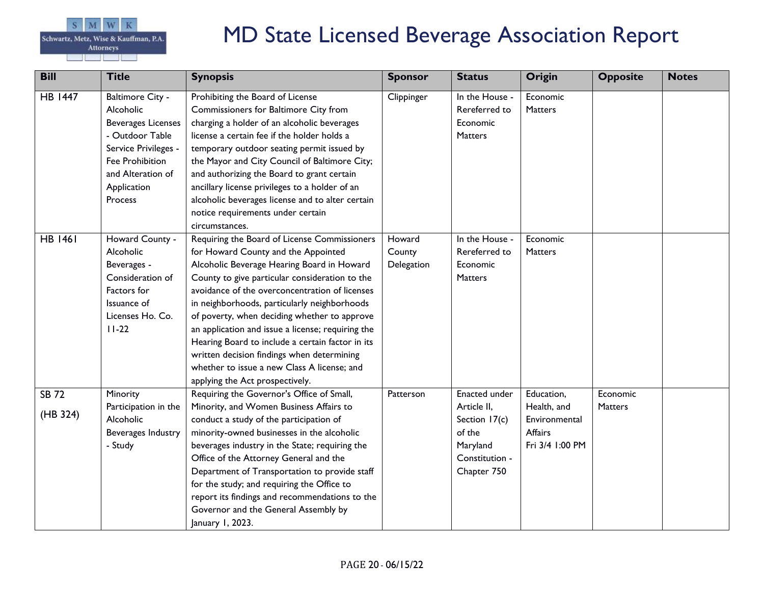# MD State Licensed Beverage Association Report

| Bill | Title | Synopsis | Sponsor | Status | Origin | Opposite | Notes |
|---|---|---|---|---|---|---|---|
| HB 1447 | Baltimore City - Alcoholic Beverages Licenses - Outdoor Table Service Privileges - Fee Prohibition and Alteration of Application Process | Prohibiting the Board of License Commissioners for Baltimore City from charging a holder of an alcoholic beverages license a certain fee if the holder holds a temporary outdoor seating permit issued by the Mayor and City Council of Baltimore City; and authorizing the Board to grant certain ancillary license privileges to a holder of an alcoholic beverages license and to alter certain notice requirements under certain circumstances. | Clippinger | In the House - Rereferred to Economic Matters | Economic Matters | | |
| HB 1461 | Howard County - Alcoholic Beverages - Consideration of Factors for Issuance of Licenses Ho. Co. 11-22 | Requiring the Board of License Commissioners for Howard County and the Appointed Alcoholic Beverage Hearing Board in Howard County to give particular consideration to the avoidance of the overconcentration of licenses in neighborhoods, particularly neighborhoods of poverty, when deciding whether to approve an application and issue a license; requiring the Hearing Board to include a certain factor in its written decision findings when determining whether to issue a new Class A license; and applying the Act prospectively. | Howard County Delegation | In the House - Rereferred to Economic Matters | Economic Matters | | |
| SB 72 (HB 324) | Minority Participation in the Alcoholic Beverages Industry - Study | Requiring the Governor's Office of Small, Minority, and Women Business Affairs to conduct a study of the participation of minority-owned businesses in the alcoholic beverages industry in the State; requiring the Office of the Attorney General and the Department of Transportation to provide staff for the study; and requiring the Office to report its findings and recommendations to the Governor and the General Assembly by January 1, 2023. | Patterson | Enacted under Article II, Section 17(c) of the Maryland Constitution - Chapter 750 | Education, Health, and Environmental Affairs Fri 3/4 1:00 PM | Economic Matters | |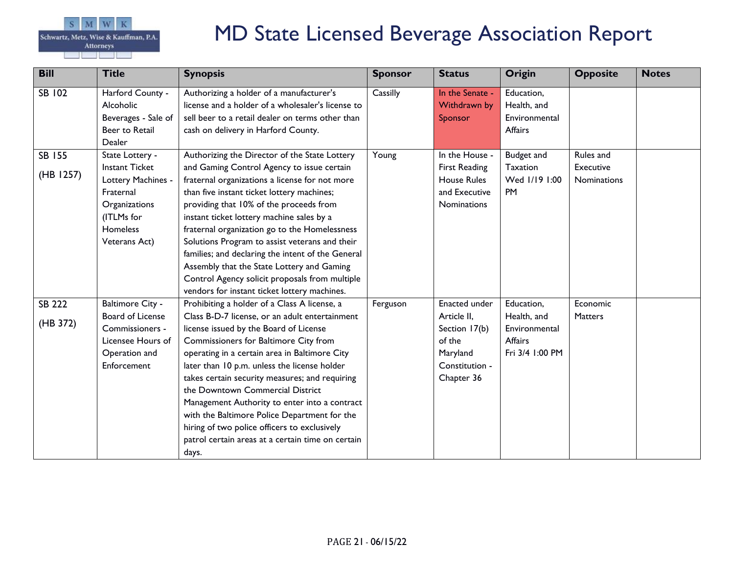# MD State Licensed Beverage Association Report

| Bill | Title | Synopsis | Sponsor | Status | Origin | Opposite | Notes |
|---|---|---|---|---|---|---|---|
| SB 102 | Harford County - Alcoholic Beverages - Sale of Beer to Retail Dealer | Authorizing a holder of a manufacturer's license and a holder of a wholesaler's license to sell beer to a retail dealer on terms other than cash on delivery in Harford County. | Cassilly | In the Senate - Withdrawn by Sponsor | Education, Health, and Environmental Affairs | | |
| SB 155 (HB 1257) | State Lottery - Instant Ticket Lottery Machines - Fraternal Organizations (ITLMs for Homeless Veterans Act) | Authorizing the Director of the State Lottery and Gaming Control Agency to issue certain fraternal organizations a license for not more than five instant ticket lottery machines; providing that 10% of the proceeds from instant ticket lottery machine sales by a fraternal organization go to the Homelessness Solutions Program to assist veterans and their families; and declaring the intent of the General Assembly that the State Lottery and Gaming Control Agency solicit proposals from multiple vendors for instant ticket lottery machines. | Young | In the House - First Reading House Rules and Executive Nominations | Budget and Taxation Wed 1/19 1:00 PM | Rules and Executive Nominations | |
| SB 222 (HB 372) | Baltimore City - Board of License Commissioners - Licensee Hours of Operation and Enforcement | Prohibiting a holder of a Class A license, a Class B-D-7 license, or an adult entertainment license issued by the Board of License Commissioners for Baltimore City from operating in a certain area in Baltimore City later than 10 p.m. unless the license holder takes certain security measures; and requiring the Downtown Commercial District Management Authority to enter into a contract with the Baltimore Police Department for the hiring of two police officers to exclusively patrol certain areas at a certain time on certain days. | Ferguson | Enacted under Article II, Section 17(b) of the Maryland Constitution - Chapter 36 | Education, Health, and Environmental Affairs Fri 3/4 1:00 PM | Economic Matters | |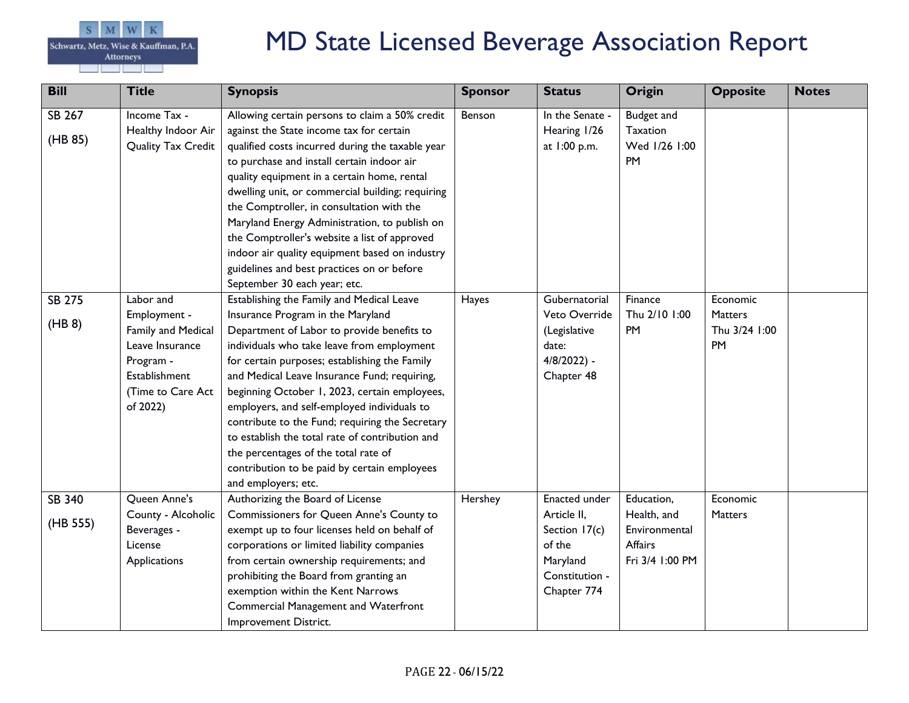# MD State Licensed Beverage Association Report

| Bill | Title | Synopsis | Sponsor | Status | Origin | Opposite | Notes |
|---|---|---|---|---|---|---|---|
| SB 267 (HB 85) | Income Tax - Healthy Indoor Air Quality Tax Credit | Allowing certain persons to claim a 50% credit against the State income tax for certain qualified costs incurred during the taxable year to purchase and install certain indoor air quality equipment in a certain home, rental dwelling unit, or commercial building; requiring the Comptroller, in consultation with the Maryland Energy Administration, to publish on the Comptroller's website a list of approved indoor air quality equipment based on industry guidelines and best practices on or before September 30 each year; etc. | Benson | In the Senate - Hearing 1/26 at 1:00 p.m. | Budget and Taxation Wed 1/26 1:00 PM | | |
| SB 275 (HB 8) | Labor and Employment - Family and Medical Leave Insurance Program - Establishment (Time to Care Act of 2022) | Establishing the Family and Medical Leave Insurance Program in the Maryland Department of Labor to provide benefits to individuals who take leave from employment for certain purposes; establishing the Family and Medical Leave Insurance Fund; requiring, beginning October 1, 2023, certain employees, employers, and self-employed individuals to contribute to the Fund; requiring the Secretary to establish the total rate of contribution and the percentages of the total rate of contribution to be paid by certain employees and employers; etc. | Hayes | Gubernatorial Veto Override (Legislative date: 4/8/2022) - Chapter 48 | Finance Thu 2/10 1:00 PM | Economic Matters Thu 3/24 1:00 PM | |
| SB 340 (HB 555) | Queen Anne's County - Alcoholic Beverages - License Applications | Authorizing the Board of License Commissioners for Queen Anne's County to exempt up to four licenses held on behalf of corporations or limited liability companies from certain ownership requirements; and prohibiting the Board from granting an exemption within the Kent Narrows Commercial Management and Waterfront Improvement District. | Hershey | Enacted under Article II, Section 17(c) of the Maryland Constitution - Chapter 774 | Education, Health, and Environmental Affairs Fri 3/4 1:00 PM | Economic Matters | |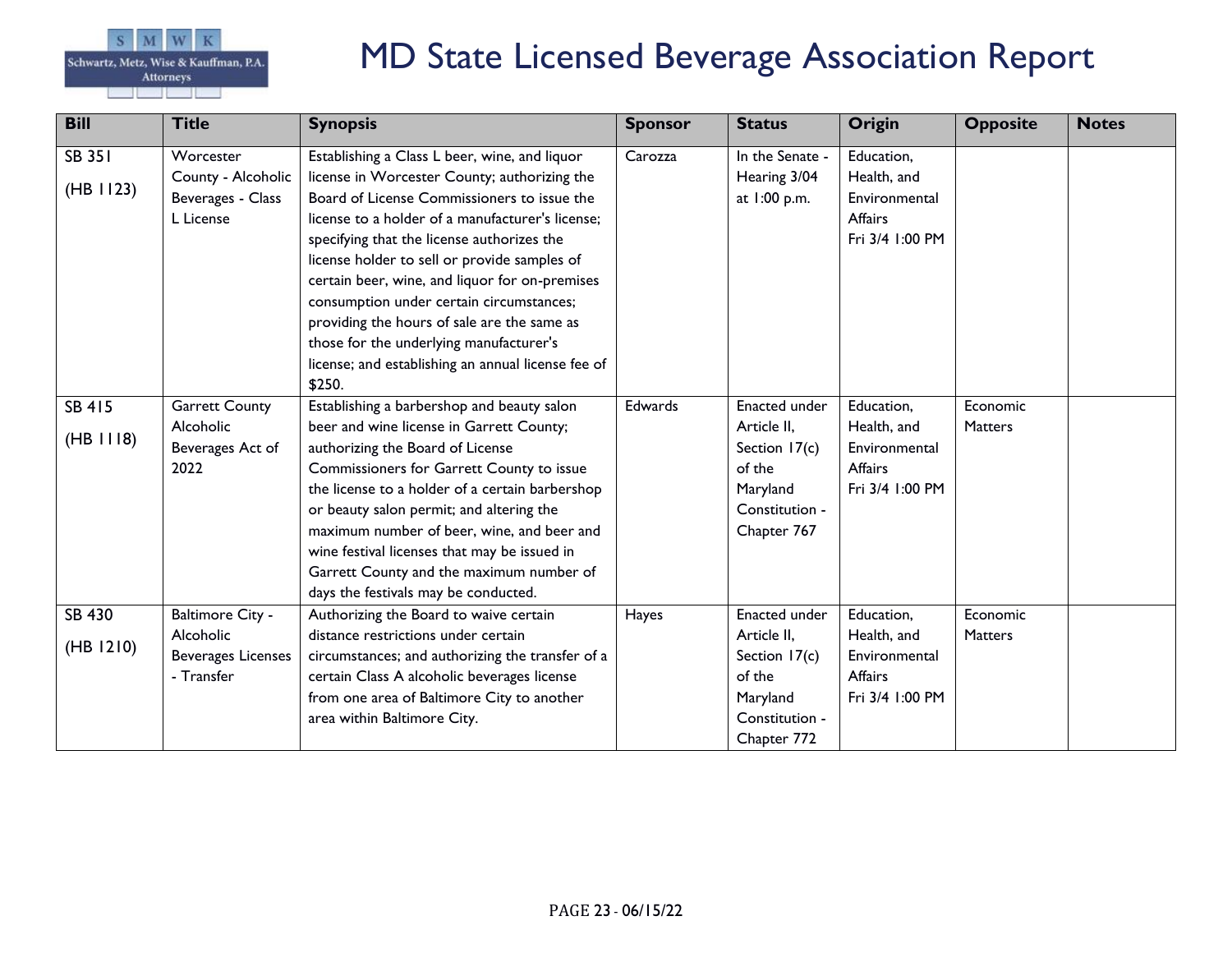# MD State Licensed Beverage Association Report

| Bill | Title | Synopsis | Sponsor | Status | Origin | Opposite | Notes |
|---|---|---|---|---|---|---|---|
| SB 351 (HB 1123) | Worcester County - Alcoholic Beverages - Class L License | Establishing a Class L beer, wine, and liquor license in Worcester County; authorizing the Board of License Commissioners to issue the license to a holder of a manufacturer's license; specifying that the license authorizes the license holder to sell or provide samples of certain beer, wine, and liquor for on-premises consumption under certain circumstances; providing the hours of sale are the same as those for the underlying manufacturer's license; and establishing an annual license fee of $250. | Carozza | In the Senate - Hearing 3/04 at 1:00 p.m. | Education, Health, and Environmental Affairs Fri 3/4 1:00 PM | | |
| SB 415 (HB 1118) | Garrett County Alcoholic Beverages Act of 2022 | Establishing a barbershop and beauty salon beer and wine license in Garrett County; authorizing the Board of License Commissioners for Garrett County to issue the license to a holder of a certain barbershop or beauty salon permit; and altering the maximum number of beer, wine, and beer and wine festival licenses that may be issued in Garrett County and the maximum number of days the festivals may be conducted. | Edwards | Enacted under Article II, Section 17(c) of the Maryland Constitution - Chapter 767 | Education, Health, and Environmental Affairs Fri 3/4 1:00 PM | Economic Matters | |
| SB 430 (HB 1210) | Baltimore City - Alcoholic Beverages Licenses - Transfer | Authorizing the Board to waive certain distance restrictions under certain circumstances; and authorizing the transfer of a certain Class A alcoholic beverages license from one area of Baltimore City to another area within Baltimore City. | Hayes | Enacted under Article II, Section 17(c) of the Maryland Constitution - Chapter 772 | Education, Health, and Environmental Affairs Fri 3/4 1:00 PM | Economic Matters | |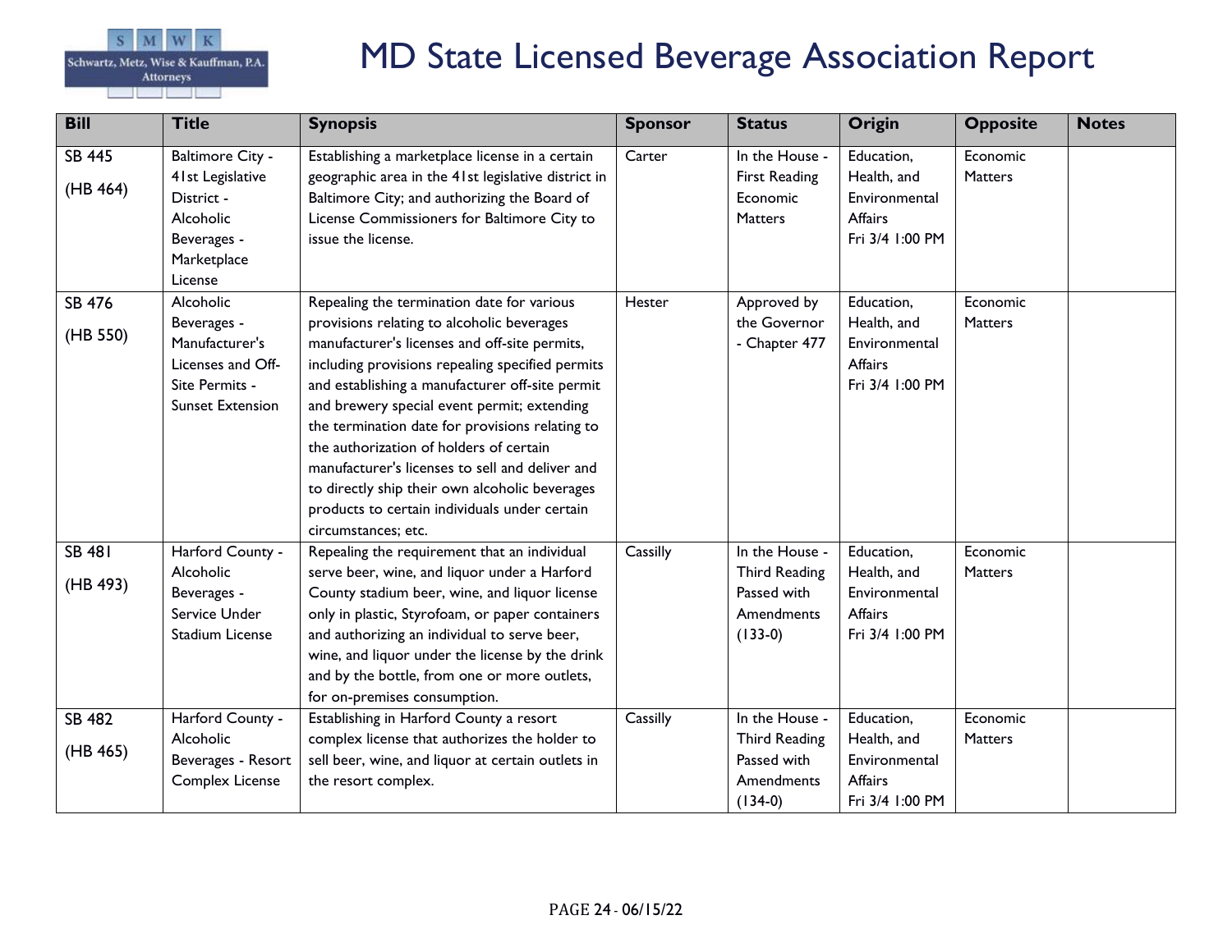# MD State Licensed Beverage Association Report

| Bill | Title | Synopsis | Sponsor | Status | Origin | Opposite | Notes |
|---|---|---|---|---|---|---|---|
| SB 445 (HB 464) | Baltimore City - 41st Legislative District - Alcoholic Beverages - Marketplace License | Establishing a marketplace license in a certain geographic area in the 41st legislative district in Baltimore City; and authorizing the Board of License Commissioners for Baltimore City to issue the license. | Carter | In the House - First Reading Economic Matters | Education, Health, and Environmental Affairs Fri 3/4 1:00 PM | Economic Matters | |
| SB 476 (HB 550) | Alcoholic Beverages - Manufacturer's Licenses and Off-Site Permits - Sunset Extension | Repealing the termination date for various provisions relating to alcoholic beverages manufacturer's licenses and off-site permits, including provisions repealing specified permits and establishing a manufacturer off-site permit and brewery special event permit; extending the termination date for provisions relating to the authorization of holders of certain manufacturer's licenses to sell and deliver and to directly ship their own alcoholic beverages products to certain individuals under certain circumstances; etc. | Hester | Approved by the Governor - Chapter 477 | Education, Health, and Environmental Affairs Fri 3/4 1:00 PM | Economic Matters | |
| SB 481 (HB 493) | Harford County - Alcoholic Beverages - Service Under Stadium License | Repealing the requirement that an individual serve beer, wine, and liquor under a Harford County stadium beer, wine, and liquor license only in plastic, Styrofoam, or paper containers and authorizing an individual to serve beer, wine, and liquor under the license by the drink and by the bottle, from one or more outlets, for on-premises consumption. | Cassilly | In the House - Third Reading Passed with Amendments (133-0) | Education, Health, and Environmental Affairs Fri 3/4 1:00 PM | Economic Matters | |
| SB 482 (HB 465) | Harford County - Alcoholic Beverages - Resort Complex License | Establishing in Harford County a resort complex license that authorizes the holder to sell beer, wine, and liquor at certain outlets in the resort complex. | Cassilly | In the House - Third Reading Passed with Amendments (134-0) | Education, Health, and Environmental Affairs Fri 3/4 1:00 PM | Economic Matters | |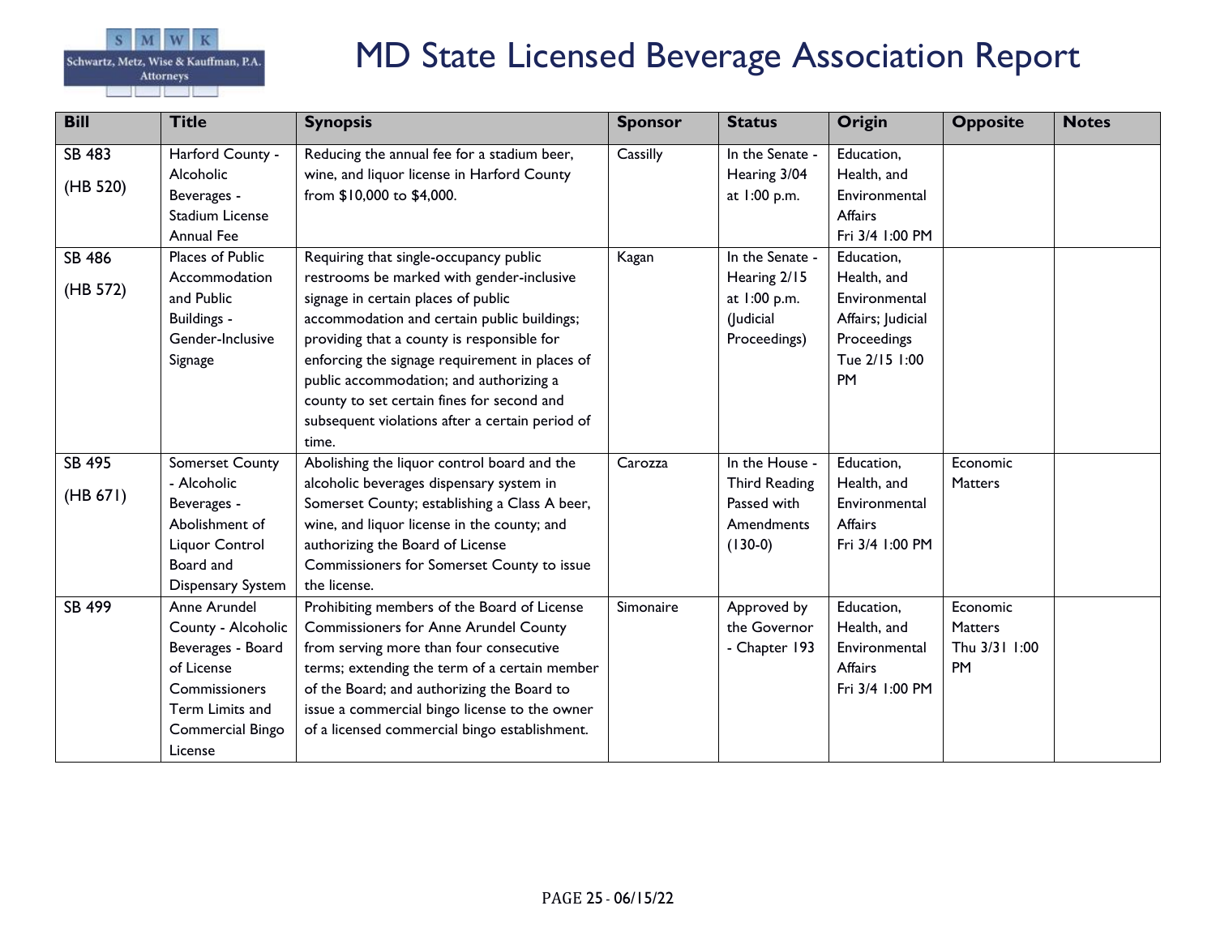# MD State Licensed Beverage Association Report

| Bill | Title | Synopsis | Sponsor | Status | Origin | Opposite | Notes |
|---|---|---|---|---|---|---|---|
| SB 483 (HB 520) | Harford County - Alcoholic Beverages - Stadium License Annual Fee | Reducing the annual fee for a stadium beer, wine, and liquor license in Harford County from $10,000 to $4,000. | Cassilly | In the Senate - Hearing 3/04 at 1:00 p.m. | Education, Health, and Environmental Affairs Fri 3/4 1:00 PM | | |
| SB 486 (HB 572) | Places of Public Accommodation and Public Buildings - Gender-Inclusive Signage | Requiring that single-occupancy public restrooms be marked with gender-inclusive signage in certain places of public accommodation and certain public buildings; providing that a county is responsible for enforcing the signage requirement in places of public accommodation; and authorizing a county to set certain fines for second and subsequent violations after a certain period of time. | Kagan | In the Senate - Hearing 2/15 at 1:00 p.m. (Judicial Proceedings) | Education, Health, and Environmental Affairs; Judicial Proceedings Tue 2/15 1:00 PM | | |
| SB 495 (HB 671) | Somerset County - Alcoholic Beverages - Abolishment of Liquor Control Board and Dispensary System | Abolishing the liquor control board and the alcoholic beverages dispensary system in Somerset County; establishing a Class A beer, wine, and liquor license in the county; and authorizing the Board of License Commissioners for Somerset County to issue the license. | Carozza | In the House - Third Reading Passed with Amendments (130-0) | Education, Health, and Environmental Affairs Fri 3/4 1:00 PM | Economic Matters | |
| SB 499 | Anne Arundel County - Alcoholic Beverages - Board of License Commissioners Term Limits and Commercial Bingo License | Prohibiting members of the Board of License Commissioners for Anne Arundel County from serving more than four consecutive terms; extending the term of a certain member of the Board; and authorizing the Board to issue a commercial bingo license to the owner of a licensed commercial bingo establishment. | Simonaire | Approved by the Governor - Chapter 193 | Education, Health, and Environmental Affairs Fri 3/4 1:00 PM | Economic Matters Thu 3/31 1:00 PM | |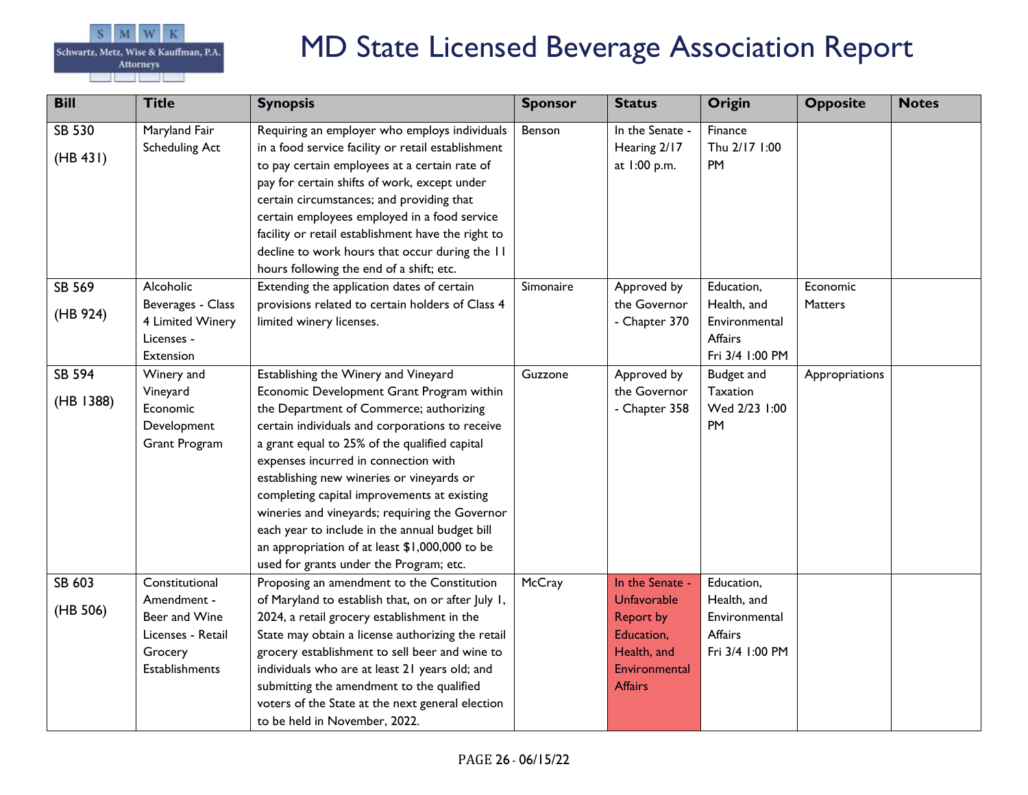# MD State Licensed Beverage Association Report

| Bill | Title | Synopsis | Sponsor | Status | Origin | Opposite | Notes |
|---|---|---|---|---|---|---|---|
| SB 530 (HB 431) | Maryland Fair Scheduling Act | Requiring an employer who employs individuals in a food service facility or retail establishment to pay certain employees at a certain rate of pay for certain shifts of work, except under certain circumstances; and providing that certain employees employed in a food service facility or retail establishment have the right to decline to work hours that occur during the 11 hours following the end of a shift; etc. | Benson | In the Senate - Hearing 2/17 at 1:00 p.m. | Finance Thu 2/17 1:00 PM | | |
| SB 569 (HB 924) | Alcoholic Beverages - Class 4 Limited Winery Licenses - Extension | Extending the application dates of certain provisions related to certain holders of Class 4 limited winery licenses. | Simonaire | Approved by the Governor - Chapter 370 | Education, Health, and Environmental Affairs Fri 3/4 1:00 PM | Economic Matters | |
| SB 594 (HB 1388) | Winery and Vineyard Economic Development Grant Program | Establishing the Winery and Vineyard Economic Development Grant Program within the Department of Commerce; authorizing certain individuals and corporations to receive a grant equal to 25% of the qualified capital expenses incurred in connection with establishing new wineries or vineyards or completing capital improvements at existing wineries and vineyards; requiring the Governor each year to include in the annual budget bill an appropriation of at least $1,000,000 to be used for grants under the Program; etc. | Guzzone | Approved by the Governor - Chapter 358 | Budget and Taxation Wed 2/23 1:00 PM | Appropriations | |
| SB 603 (HB 506) | Constitutional Amendment - Beer and Wine Licenses - Retail Grocery Establishments | Proposing an amendment to the Constitution of Maryland to establish that, on or after July 1, 2024, a retail grocery establishment in the State may obtain a license authorizing the retail grocery establishment to sell beer and wine to individuals who are at least 21 years old; and submitting the amendment to the qualified voters of the State at the next general election to be held in November, 2022. | McCray | In the Senate - Unfavorable Report by Education, Health, and Environmental Affairs | Education, Health, and Environmental Affairs Fri 3/4 1:00 PM | | |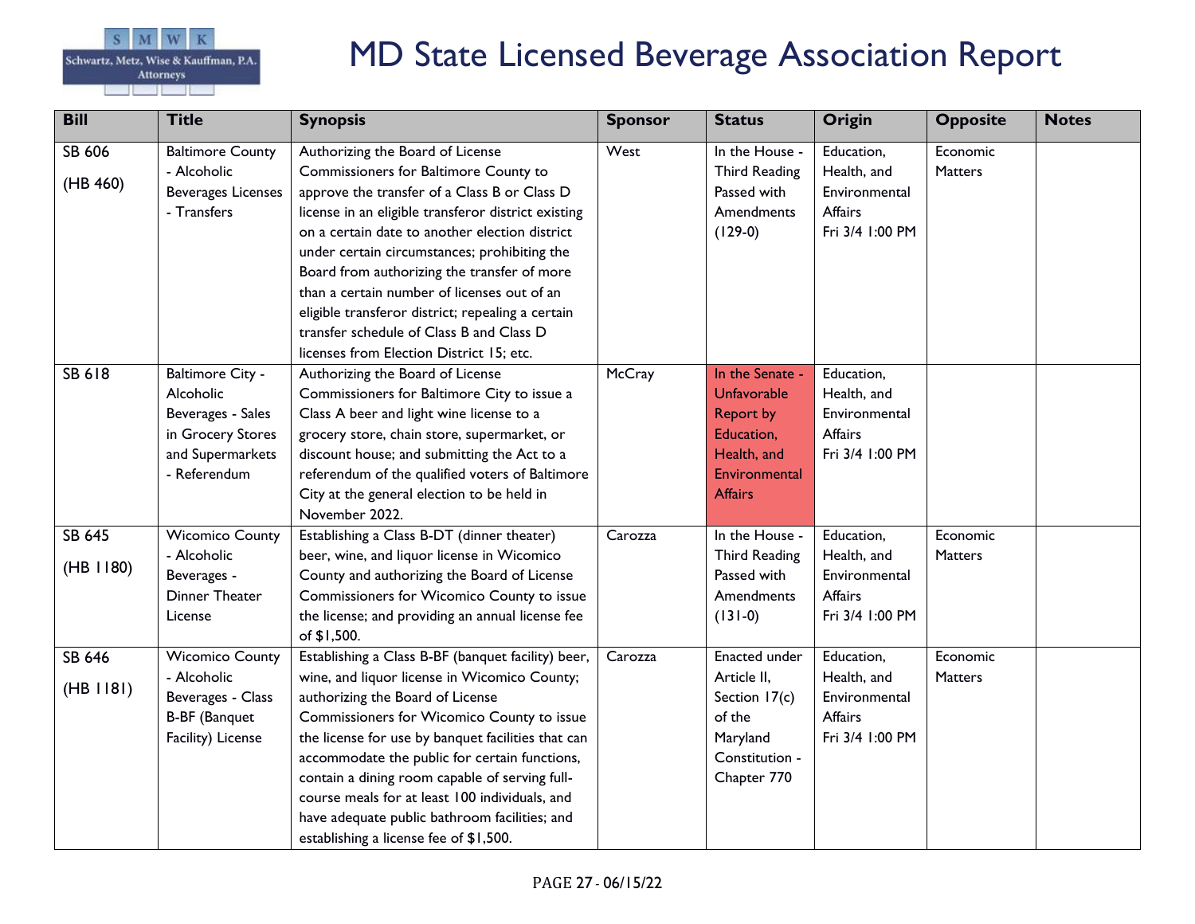# MD State Licensed Beverage Association Report

| Bill | Title | Synopsis | Sponsor | Status | Origin | Opposite | Notes |
|---|---|---|---|---|---|---|---|
| SB 606 (HB 460) | Baltimore County - Alcoholic Beverages Licenses - Transfers | Authorizing the Board of License Commissioners for Baltimore County to approve the transfer of a Class B or Class D license in an eligible transferor district existing on a certain date to another election district under certain circumstances; prohibiting the Board from authorizing the transfer of more than a certain number of licenses out of an eligible transferor district; repealing a certain transfer schedule of Class B and Class D licenses from Election District 15; etc. | West | In the House - Third Reading Passed with Amendments (129-0) | Education, Health, and Environmental Affairs Fri 3/4 1:00 PM | Economic Matters | |
| SB 618 | Baltimore City - Alcoholic Beverages - Sales in Grocery Stores and Supermarkets - Referendum | Authorizing the Board of License Commissioners for Baltimore City to issue a Class A beer and light wine license to a grocery store, chain store, supermarket, or discount house; and submitting the Act to a referendum of the qualified voters of Baltimore City at the general election to be held in November 2022. | McCray | In the Senate - Unfavorable Report by Education, Health, and Environmental Affairs | Education, Health, and Environmental Affairs Fri 3/4 1:00 PM | | |
| SB 645 (HB 1180) | Wicomico County - Alcoholic Beverages - Dinner Theater License | Establishing a Class B-DT (dinner theater) beer, wine, and liquor license in Wicomico County and authorizing the Board of License Commissioners for Wicomico County to issue the license; and providing an annual license fee of $1,500. | Carozza | In the House - Third Reading Passed with Amendments (131-0) | Education, Health, and Environmental Affairs Fri 3/4 1:00 PM | Economic Matters | |
| SB 646 (HB 1181) | Wicomico County - Alcoholic Beverages - Class B-BF (Banquet Facility) License | Establishing a Class B-BF (banquet facility) beer, wine, and liquor license in Wicomico County; authorizing the Board of License Commissioners for Wicomico County to issue the license for use by banquet facilities that can accommodate the public for certain functions, contain a dining room capable of serving full-course meals for at least 100 individuals, and have adequate public bathroom facilities; and establishing a license fee of $1,500. | Carozza | Enacted under Article II, Section 17(c) of the Maryland Constitution - Chapter 770 | Education, Health, and Environmental Affairs Fri 3/4 1:00 PM | Economic Matters | |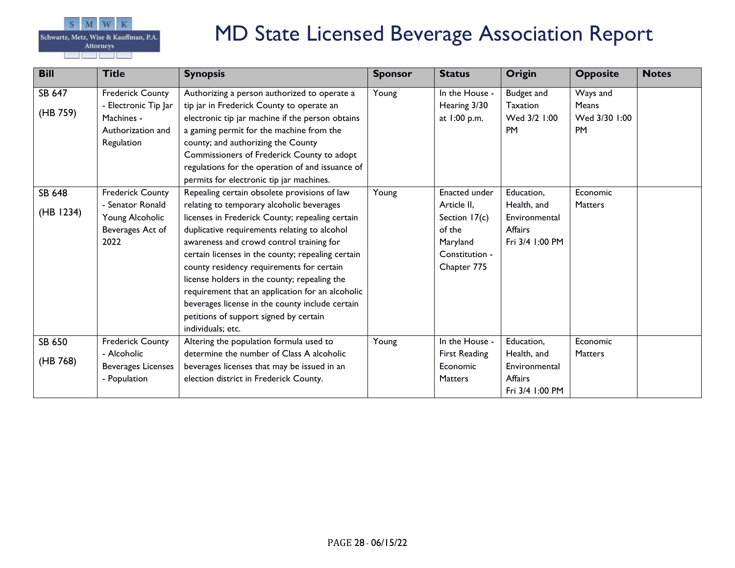# MD State Licensed Beverage Association Report

| Bill | Title | Synopsis | Sponsor | Status | Origin | Opposite | Notes |
|---|---|---|---|---|---|---|---|
| SB 647 (HB 759) | Frederick County - Electronic Tip Jar Machines - Authorization and Regulation | Authorizing a person authorized to operate a tip jar in Frederick County to operate an electronic tip jar machine if the person obtains a gaming permit for the machine from the county; and authorizing the County Commissioners of Frederick County to adopt regulations for the operation of and issuance of permits for electronic tip jar machines. | Young | In the House - Hearing 3/30 at 1:00 p.m. | Budget and Taxation Wed 3/2 1:00 PM | Ways and Means Wed 3/30 1:00 PM | |
| SB 648 (HB 1234) | Frederick County - Senator Ronald Young Alcoholic Beverages Act of 2022 | Repealing certain obsolete provisions of law relating to temporary alcoholic beverages licenses in Frederick County; repealing certain duplicative requirements relating to alcohol awareness and crowd control training for certain licenses in the county; repealing certain county residency requirements for certain license holders in the county; repealing the requirement that an application for an alcoholic beverages license in the county include certain petitions of support signed by certain individuals; etc. | Young | Enacted under Article II, Section 17(c) of the Maryland Constitution - Chapter 775 | Education, Health, and Environmental Affairs Fri 3/4 1:00 PM | Economic Matters | |
| SB 650 (HB 768) | Frederick County - Alcoholic Beverages Licenses - Population | Altering the population formula used to determine the number of Class A alcoholic beverages licenses that may be issued in an election district in Frederick County. | Young | In the House - First Reading Economic Matters | Education, Health, and Environmental Affairs Fri 3/4 1:00 PM | Economic Matters | |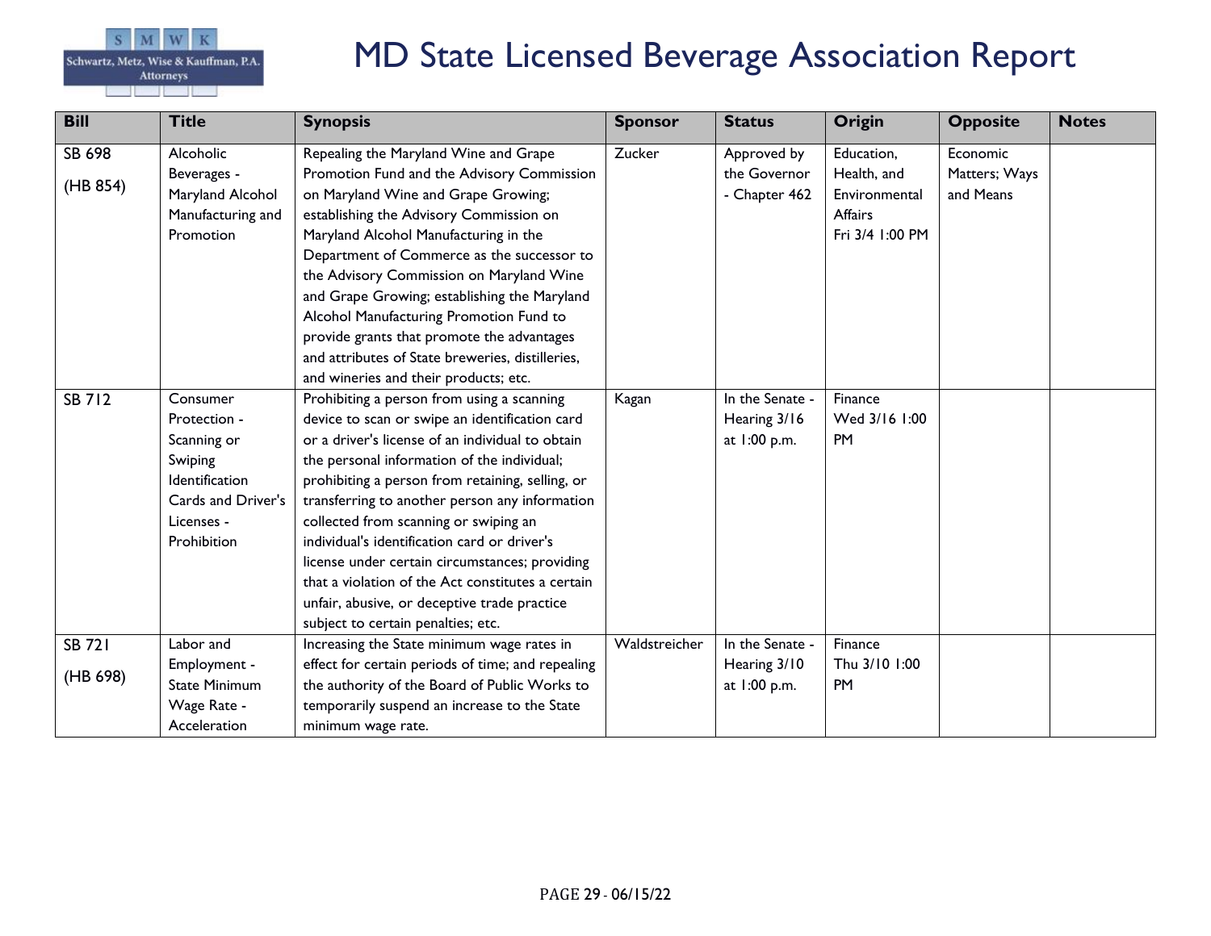# MD State Licensed Beverage Association Report

| Bill | Title | Synopsis | Sponsor | Status | Origin | Opposite | Notes |
| --- | --- | --- | --- | --- | --- | --- | --- |
| SB 698 (HB 854) | Alcoholic Beverages - Maryland Alcohol Manufacturing and Promotion | Repealing the Maryland Wine and Grape Promotion Fund and the Advisory Commission on Maryland Wine and Grape Growing; establishing the Advisory Commission on Maryland Alcohol Manufacturing in the Department of Commerce as the successor to the Advisory Commission on Maryland Wine and Grape Growing; establishing the Maryland Alcohol Manufacturing Promotion Fund to provide grants that promote the advantages and attributes of State breweries, distilleries, and wineries and their products; etc. | Zucker | Approved by the Governor - Chapter 462 | Education, Health, and Environmental Affairs Fri 3/4 1:00 PM | Economic Matters; Ways and Means | |
| SB 712 | Consumer Protection - Scanning or Swiping Identification Cards and Driver's Licenses - Prohibition | Prohibiting a person from using a scanning device to scan or swipe an identification card or a driver's license of an individual to obtain the personal information of the individual; prohibiting a person from retaining, selling, or transferring to another person any information collected from scanning or swiping an individual's identification card or driver's license under certain circumstances; providing that a violation of the Act constitutes a certain unfair, abusive, or deceptive trade practice subject to certain penalties; etc. | Kagan | In the Senate - Hearing 3/16 at 1:00 p.m. | Finance Wed 3/16 1:00 PM | | |
| SB 721 (HB 698) | Labor and Employment - State Minimum Wage Rate - Acceleration | Increasing the State minimum wage rates in effect for certain periods of time; and repealing the authority of the Board of Public Works to temporarily suspend an increase to the State minimum wage rate. | Waldstreicher | In the Senate - Hearing 3/10 at 1:00 p.m. | Finance Thu 3/10 1:00 PM | | |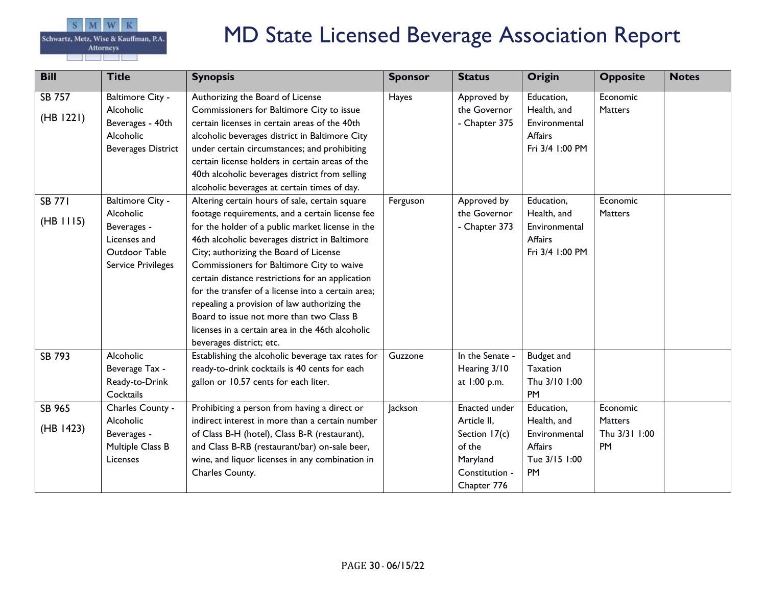# MD State Licensed Beverage Association Report

| Bill | Title | Synopsis | Sponsor | Status | Origin | Opposite | Notes |
|---|---|---|---|---|---|---|---|
| SB 757 (HB 1221) | Baltimore City - Alcoholic Beverages - 40th Alcoholic Beverages District | Authorizing the Board of License Commissioners for Baltimore City to issue certain licenses in certain areas of the 40th alcoholic beverages district in Baltimore City under certain circumstances; and prohibiting certain license holders in certain areas of the 40th alcoholic beverages district from selling alcoholic beverages at certain times of day. | Hayes | Approved by the Governor - Chapter 375 | Education, Health, and Environmental Affairs Fri 3/4 1:00 PM | Economic Matters | |
| SB 771 (HB 1115) | Baltimore City - Alcoholic Beverages - Licenses and Outdoor Table Service Privileges | Altering certain hours of sale, certain square footage requirements, and a certain license fee for the holder of a public market license in the 46th alcoholic beverages district in Baltimore City; authorizing the Board of License Commissioners for Baltimore City to waive certain distance restrictions for an application for the transfer of a license into a certain area; repealing a provision of law authorizing the Board to issue not more than two Class B licenses in a certain area in the 46th alcoholic beverages district; etc. | Ferguson | Approved by the Governor - Chapter 373 | Education, Health, and Environmental Affairs Fri 3/4 1:00 PM | Economic Matters | |
| SB 793 | Alcoholic Beverage Tax - Ready-to-Drink Cocktails | Establishing the alcoholic beverage tax rates for ready-to-drink cocktails is 40 cents for each gallon or 10.57 cents for each liter. | Guzzone | In the Senate - Hearing 3/10 at 1:00 p.m. | Budget and Taxation Thu 3/10 1:00 PM | | |
| SB 965 (HB 1423) | Charles County - Alcoholic Beverages - Multiple Class B Licenses | Prohibiting a person from having a direct or indirect interest in more than a certain number of Class B-H (hotel), Class B-R (restaurant), and Class B-RB (restaurant/bar) on-sale beer, wine, and liquor licenses in any combination in Charles County. | Jackson | Enacted under Article II, Section 17(c) of the Maryland Constitution - Chapter 776 | Education, Health, and Environmental Affairs Tue 3/15 1:00 PM | Economic Matters Thu 3/31 1:00 PM | |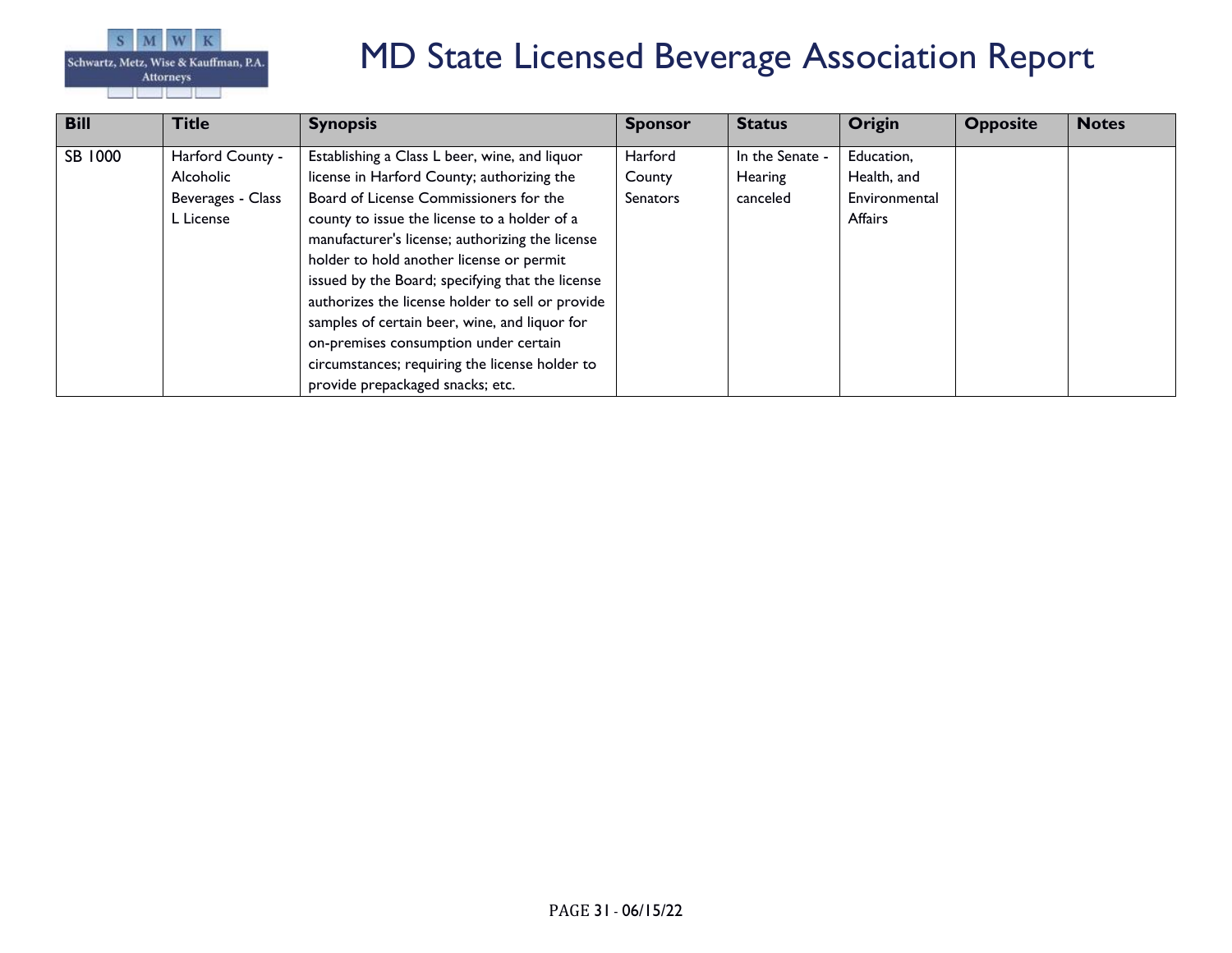# MD State Licensed Beverage Association Report

| Bill | Title | Synopsis | Sponsor | Status | Origin | Opposite | Notes |
|---|---|---|---|---|---|---|---|
| SB 1000 | Harford County - Alcoholic Beverages - Class L License | Establishing a Class L beer, wine, and liquor license in Harford County; authorizing the Board of License Commissioners for the county to issue the license to a holder of a manufacturer's license; authorizing the license holder to hold another license or permit issued by the Board; specifying that the license authorizes the license holder to sell or provide samples of certain beer, wine, and liquor for on-premises consumption under certain circumstances; requiring the license holder to provide prepackaged snacks; etc. | Harford County Senators | In the Senate - Hearing canceled | Education, Health, and Environmental Affairs | | |